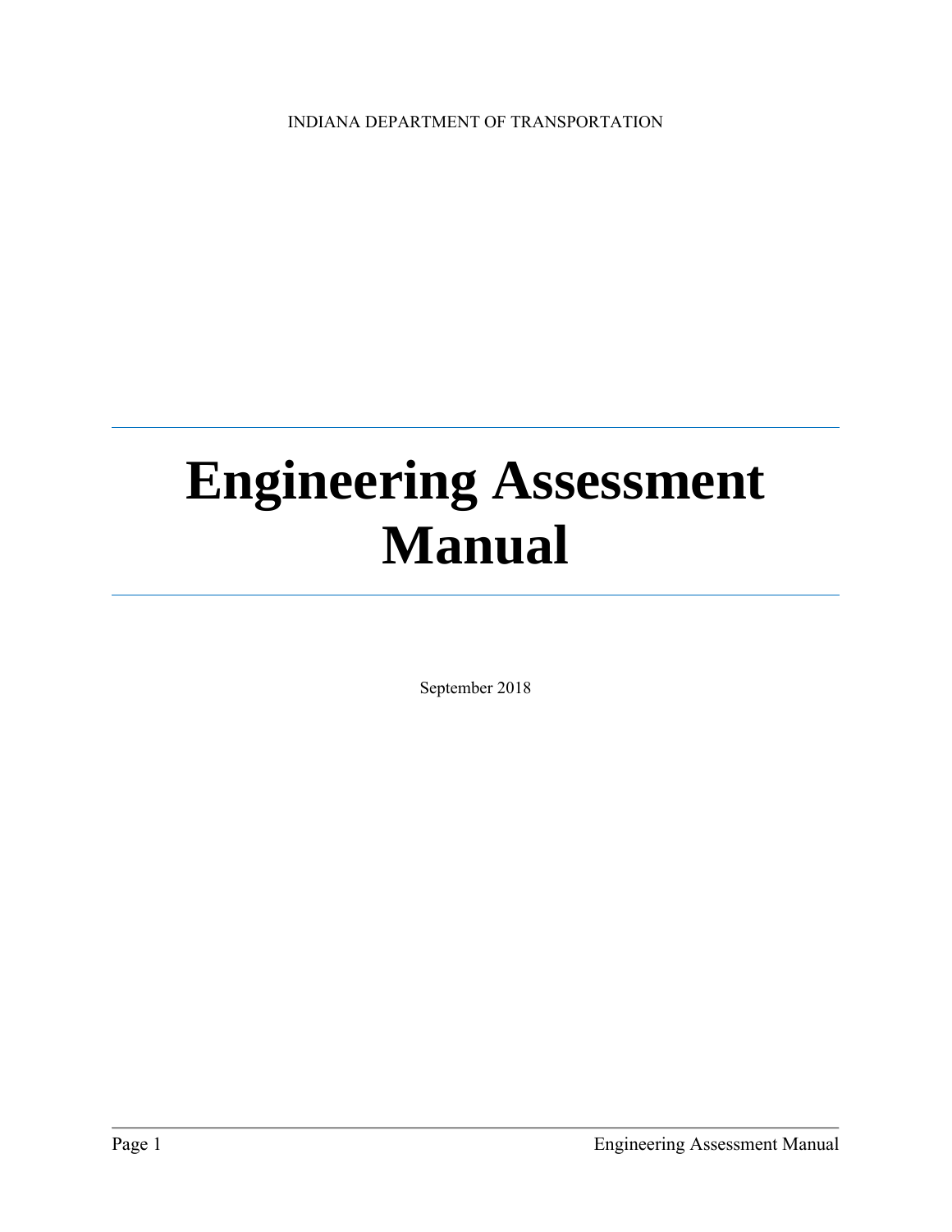INDIANA DEPARTMENT OF TRANSPORTATION

# Engineering Assessment Manual

September 2018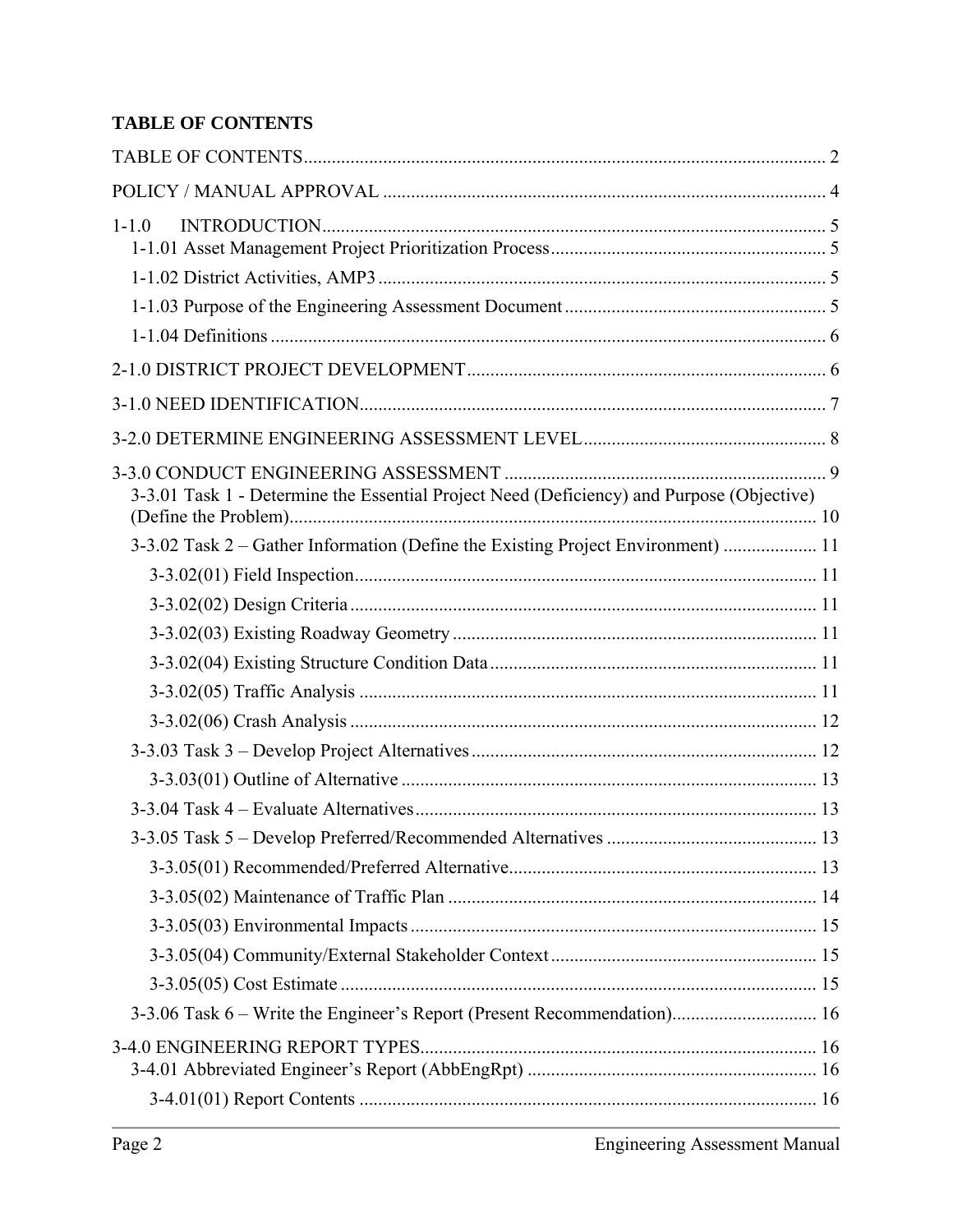**TABLE OF CONTENTS**

TABLE OF CONTENTS ........................................................................................................ 2

POLICY / MANUAL APPROVAL ...................................................................................... 4

1-1.0 INTRODUCTION ........................................................................................................ 5
- 1-1.01 Asset Management Project Prioritization Process ................................................ 5
- 1-1.02 District Activities, AMP3 ....................................................................................... 5
- 1-1.03 Purpose of the Engineering Assessment Document ............................................ 5
- 1-1.04 Definitions ............................................................................................................. 6

2-1.0 DISTRICT PROJECT DEVELOPMENT ...................................................................... 6

3-1.0 NEED IDENTIFICATION ............................................................................................. 7

3-2.0 DETERMINE ENGINEERING ASSESSMENT LEVEL ................................................ 8

3-3.0 CONDUCT ENGINEERING ASSESSMENT ............................................................... 9
- 3-3.01 Task 1 - Determine the Essential Project Need (Deficiency) and Purpose (Objective) (Define the Problem) ................................................................................................ 10
- 3-3.02 Task 2 – Gather Information (Define the Existing Project Environment) ............ 11
  - 3-3.02(01) Field Inspection ............................................................................... 11
  - 3-3.02(02) Design Criteria ................................................................................. 11
  - 3-3.02(03) Existing Roadway Geometry .......................................................... 11
  - 3-3.02(04) Existing Structure Condition Data .................................................. 11
  - 3-3.02(05) Traffic Analysis .............................................................................. 11
  - 3-3.02(06) Crash Analysis ................................................................................ 12
- 3-3.03 Task 3 – Develop Project Alternatives ................................................................ 12
  - 3-3.03(01) Outline of Alternative ..................................................................... 13
- 3-3.04 Task 4 – Evaluate Alternatives ............................................................................ 13
- 3-3.05 Task 5 – Develop Preferred/Recommended Alternatives .................................... 13
  - 3-3.05(01) Recommended/Preferred Alternative .............................................. 13
  - 3-3.05(02) Maintenance of Traffic Plan ........................................................... 14
  - 3-3.05(03) Environmental Impacts ................................................................... 15
  - 3-3.05(04) Community/External Stakeholder Context ..................................... 15
  - 3-3.05(05) Cost Estimate ................................................................................. 15
- 3-3.06 Task 6 – Write the Engineer's Report (Present Recommendation) ...................... 16

3-4.0 ENGINEERING REPORT TYPES ............................................................................. 16
- 3-4.01 Abbreviated Engineer's Report (AbbEngRpt) ...................................................... 16
  - 3-4.01(01) Report Contents .............................................................................. 16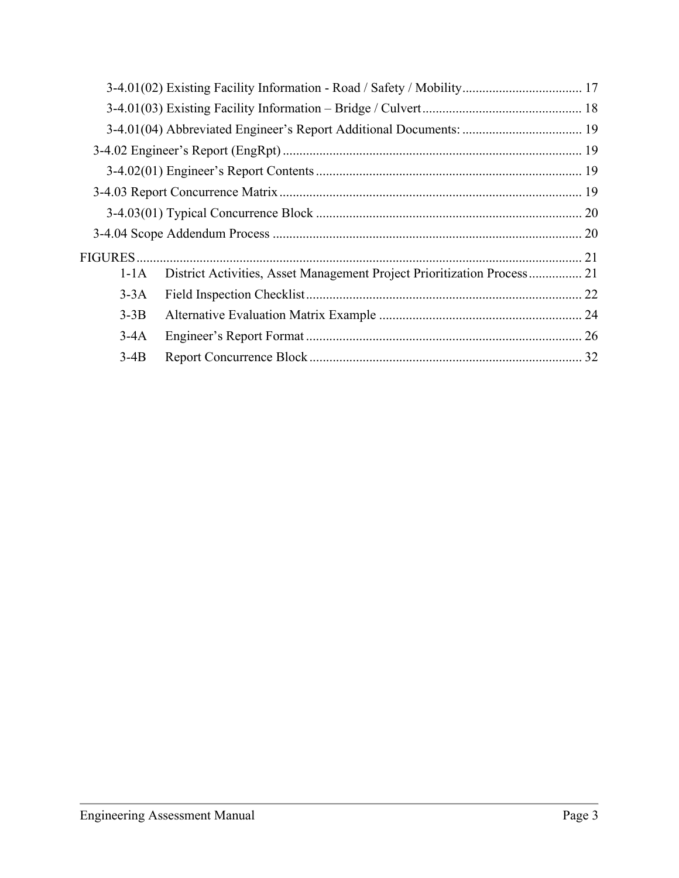3-4.01(02) Existing Facility Information - Road / Safety / Mobility .................................... 17

3-4.01(03) Existing Facility Information – Bridge / Culvert ................................................ 18

3-4.01(04) Abbreviated Engineer's Report Additional Documents: .................................... 19

3-4.02 Engineer's Report (EngRpt) .......................................................................................... 19

3-4.02(01) Engineer's Report Contents ................................................................................ 19

3-4.03 Report Concurrence Matrix ........................................................................................... 19

3-4.03(01) Typical Concurrence Block ................................................................................ 20

3-4.04 Scope Addendum Process ............................................................................................. 20

FIGURES ....................................................................................................................................... 21

1-1A District Activities, Asset Management Project Prioritization Process ................ 21

3-3A Field Inspection Checklist ................................................................................... 22

3-3B Alternative Evaluation Matrix Example ............................................................. 24

3-4A Engineer's Report Format ................................................................................... 26

3-4B Report Concurrence Block .................................................................................. 32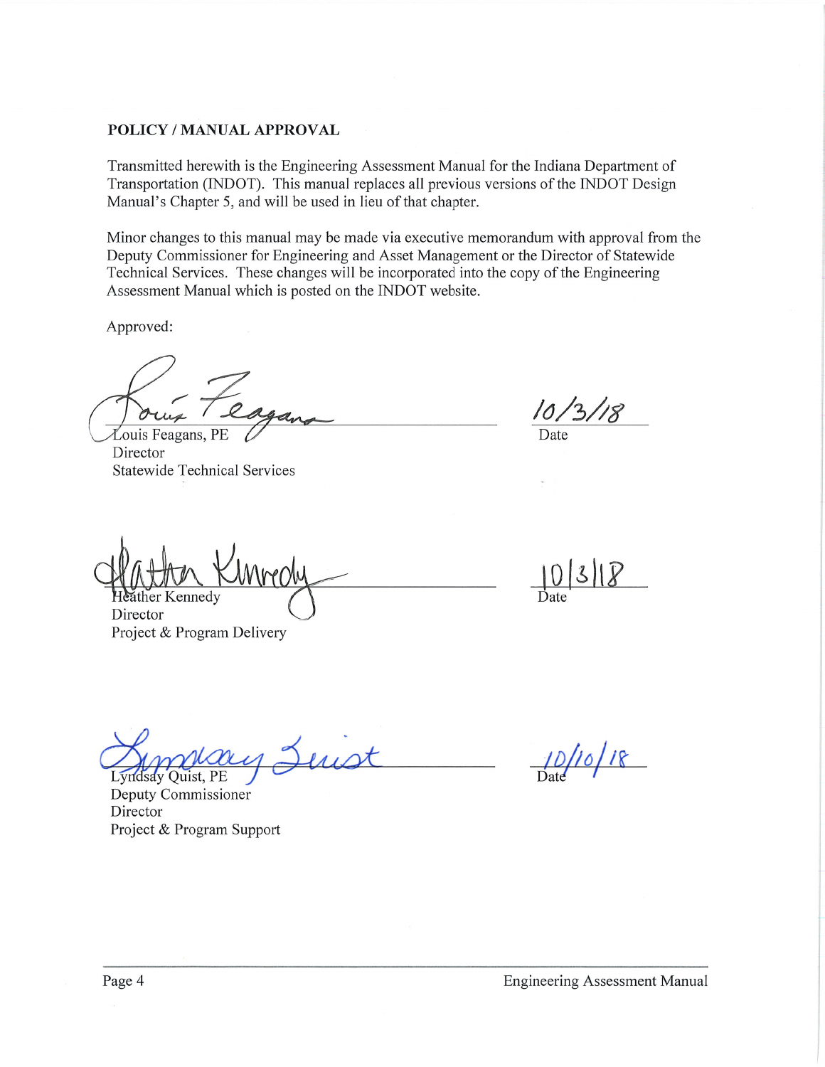**POLICY / MANUAL APPROVAL**

Transmitted herewith is the Engineering Assessment Manual for the Indiana Department of Transportation (INDOT). This manual replaces all previous versions of the INDOT Design Manual's Chapter 5, and will be used in lieu of that chapter.

Minor changes to this manual may be made via executive memorandum with approval from the Deputy Commissioner for Engineering and Asset Management or the Director of Statewide Technical Services. These changes will be incorporated into the copy of the Engineering Assessment Manual which is posted on the INDOT website.

Approved:

| | |
|---|---|
| Louis Feagans, PE<br>Director<br>Statewide Technical Services | 10/3/18<br>Date |
| Heather Kennedy<br>Director<br>Project & Program Delivery | 10/3/18<br>Date |
| Lyndsay Quist, PE<br>Deputy Commissioner<br>Director<br>Project & Program Support | 10/10/18<br>Date |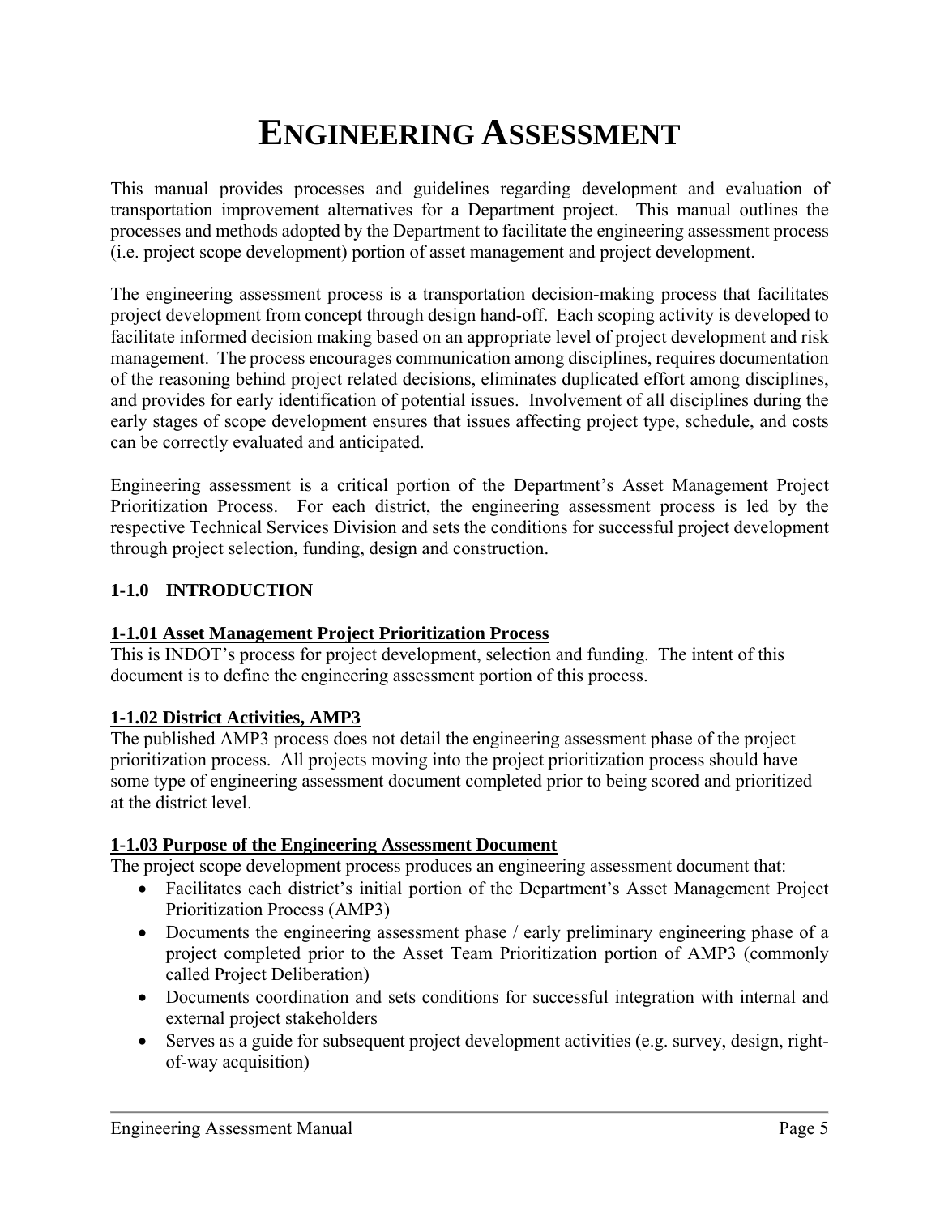# ENGINEERING ASSESSMENT

This manual provides processes and guidelines regarding development and evaluation of transportation improvement alternatives for a Department project. This manual outlines the processes and methods adopted by the Department to facilitate the engineering assessment process (i.e. project scope development) portion of asset management and project development.

The engineering assessment process is a transportation decision-making process that facilitates project development from concept through design hand-off. Each scoping activity is developed to facilitate informed decision making based on an appropriate level of project development and risk management. The process encourages communication among disciplines, requires documentation of the reasoning behind project related decisions, eliminates duplicated effort among disciplines, and provides for early identification of potential issues. Involvement of all disciplines during the early stages of scope development ensures that issues affecting project type, schedule, and costs can be correctly evaluated and anticipated.

Engineering assessment is a critical portion of the Department's Asset Management Project Prioritization Process. For each district, the engineering assessment process is led by the respective Technical Services Division and sets the conditions for successful project development through project selection, funding, design and construction.

## 1-1.0 INTRODUCTION

### 1-1.01 Asset Management Project Prioritization Process

This is INDOT's process for project development, selection and funding. The intent of this document is to define the engineering assessment portion of this process.

### 1-1.02 District Activities, AMP3

The published AMP3 process does not detail the engineering assessment phase of the project prioritization process. All projects moving into the project prioritization process should have some type of engineering assessment document completed prior to being scored and prioritized at the district level.

### 1-1.03 Purpose of the Engineering Assessment Document

The project scope development process produces an engineering assessment document that:

- Facilitates each district's initial portion of the Department's Asset Management Project Prioritization Process (AMP3)
- Documents the engineering assessment phase / early preliminary engineering phase of a project completed prior to the Asset Team Prioritization portion of AMP3 (commonly called Project Deliberation)
- Documents coordination and sets conditions for successful integration with internal and external project stakeholders
- Serves as a guide for subsequent project development activities (e.g. survey, design, right-of-way acquisition)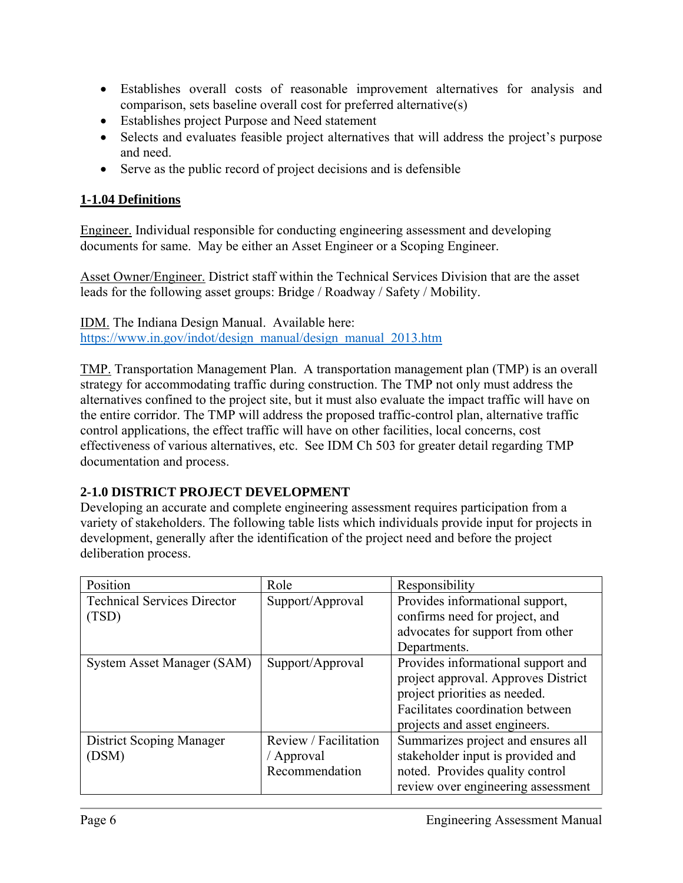- Establishes overall costs of reasonable improvement alternatives for analysis and comparison, sets baseline overall cost for preferred alternative(s)
- Establishes project Purpose and Need statement
- Selects and evaluates feasible project alternatives that will address the project's purpose and need.
- Serve as the public record of project decisions and is defensible

## 1-1.04 Definitions

Engineer. Individual responsible for conducting engineering assessment and developing documents for same. May be either an Asset Engineer or a Scoping Engineer.

Asset Owner/Engineer. District staff within the Technical Services Division that are the asset leads for the following asset groups: Bridge / Roadway / Safety / Mobility.

IDM. The Indiana Design Manual. Available here: https://www.in.gov/indot/design_manual/design_manual_2013.htm

TMP. Transportation Management Plan. A transportation management plan (TMP) is an overall strategy for accommodating traffic during construction. The TMP not only must address the alternatives confined to the project site, but it must also evaluate the impact traffic will have on the entire corridor. The TMP will address the proposed traffic-control plan, alternative traffic control applications, the effect traffic will have on other facilities, local concerns, cost effectiveness of various alternatives, etc. See IDM Ch 503 for greater detail regarding TMP documentation and process.

## 2-1.0 DISTRICT PROJECT DEVELOPMENT

Developing an accurate and complete engineering assessment requires participation from a variety of stakeholders. The following table lists which individuals provide input for projects in development, generally after the identification of the project need and before the project deliberation process.

| Position | Role | Responsibility |
|---|---|---|
| Technical Services Director (TSD) | Support/Approval | Provides informational support, confirms need for project, and advocates for support from other Departments. |
| System Asset Manager (SAM) | Support/Approval | Provides informational support and project approval. Approves District project priorities as needed. Facilitates coordination between projects and asset engineers. |
| District Scoping Manager (DSM) | Review / Facilitation / Approval Recommendation | Summarizes project and ensures all stakeholder input is provided and noted. Provides quality control review over engineering assessment |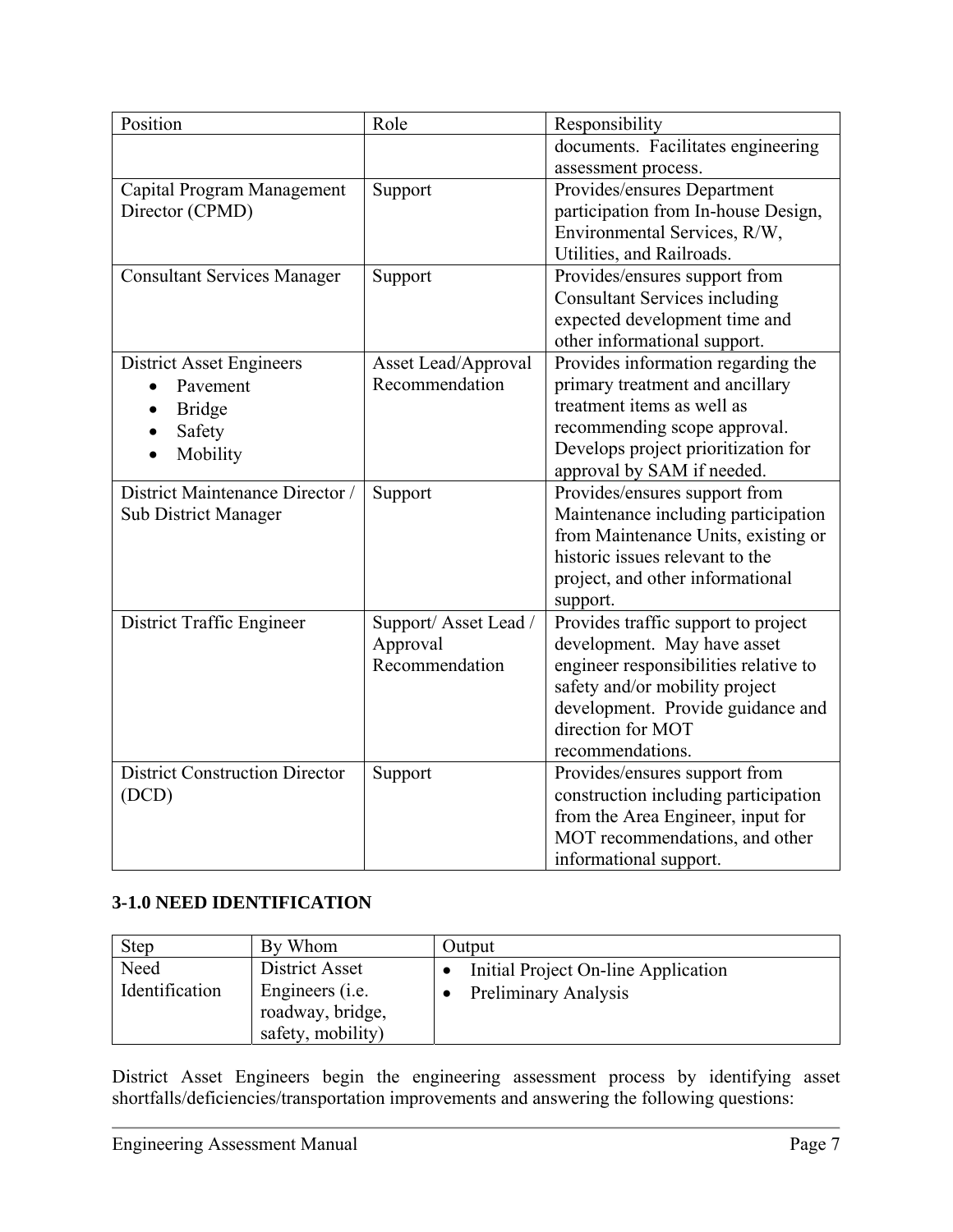| Position | Role | Responsibility |
| --- | --- | --- |
| | | documents. Facilitates engineering assessment process. |
| Capital Program Management Director (CPMD) | Support | Provides/ensures Department participation from In-house Design, Environmental Services, R/W, Utilities, and Railroads. |
| Consultant Services Manager | Support | Provides/ensures support from Consultant Services including expected development time and other informational support. |
| District Asset Engineers<br>• Pavement<br>• Bridge<br>• Safety<br>• Mobility | Asset Lead/Approval Recommendation | Provides information regarding the primary treatment and ancillary treatment items as well as recommending scope approval. Develops project prioritization for approval by SAM if needed. |
| District Maintenance Director / Sub District Manager | Support | Provides/ensures support from Maintenance including participation from Maintenance Units, existing or historic issues relevant to the project, and other informational support. |
| District Traffic Engineer | Support/ Asset Lead / Approval Recommendation | Provides traffic support to project development. May have asset engineer responsibilities relative to safety and/or mobility project development. Provide guidance and direction for MOT recommendations. |
| District Construction Director (DCD) | Support | Provides/ensures support from construction including participation from the Area Engineer, input for MOT recommendations, and other informational support. |

## 3-1.0 NEED IDENTIFICATION

| Step | By Whom | Output |
| --- | --- | --- |
| Need Identification | District Asset Engineers (i.e. roadway, bridge, safety, mobility) | • Initial Project On-line Application<br>• Preliminary Analysis |

District Asset Engineers begin the engineering assessment process by identifying asset shortfalls/deficiencies/transportation improvements and answering the following questions: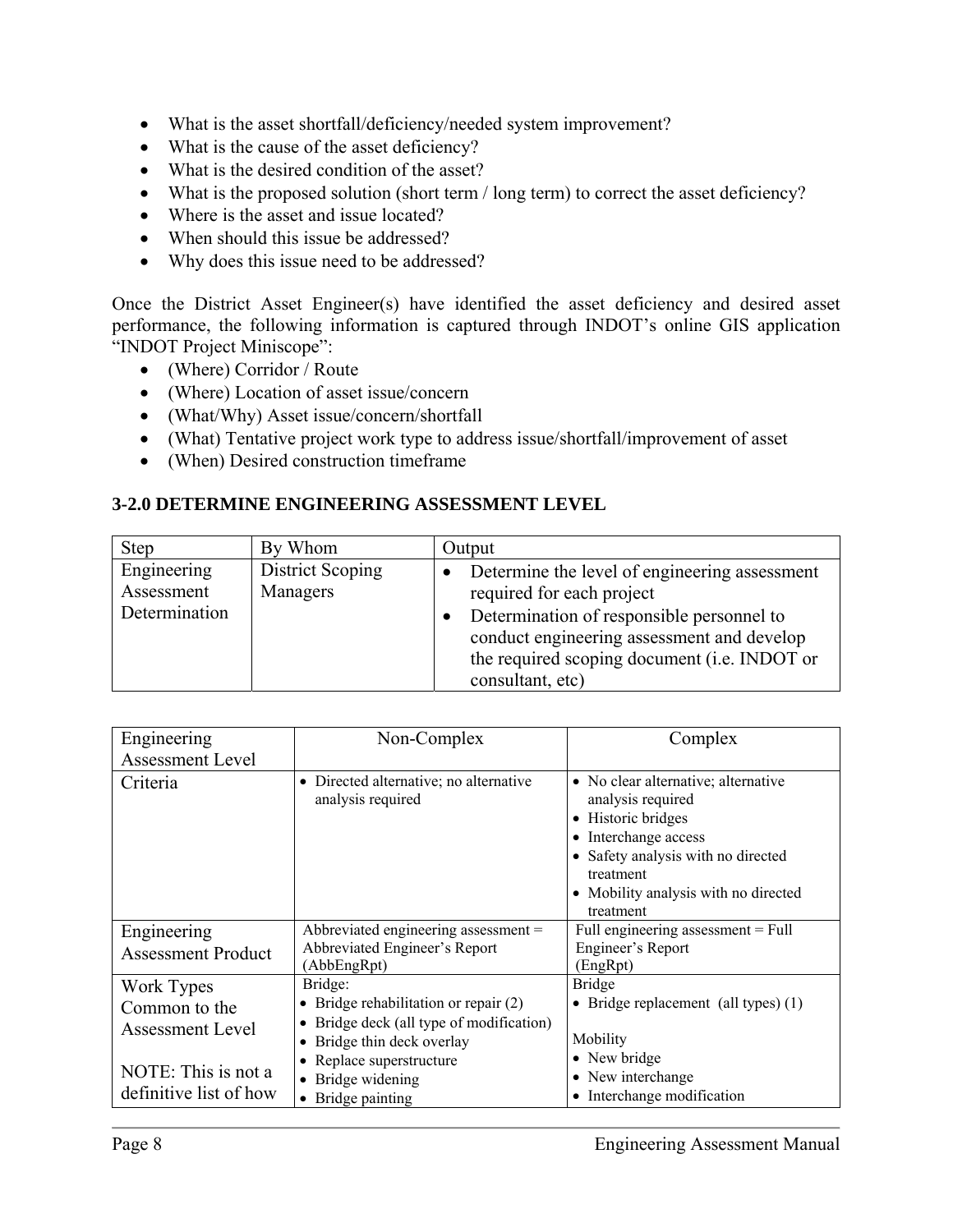- What is the asset shortfall/deficiency/needed system improvement?
- What is the cause of the asset deficiency?
- What is the desired condition of the asset?
- What is the proposed solution (short term / long term) to correct the asset deficiency?
- Where is the asset and issue located?
- When should this issue be addressed?
- Why does this issue need to be addressed?

Once the District Asset Engineer(s) have identified the asset deficiency and desired asset performance, the following information is captured through INDOT's online GIS application "INDOT Project Miniscope":

- (Where) Corridor / Route
- (Where) Location of asset issue/concern
- (What/Why) Asset issue/concern/shortfall
- (What) Tentative project work type to address issue/shortfall/improvement of asset
- (When) Desired construction timeframe

### 3-2.0 DETERMINE ENGINEERING ASSESSMENT LEVEL

| Step | By Whom | Output |
|---|---|---|
| Engineering Assessment Determination | District Scoping Managers | • Determine the level of engineering assessment required for each project<br>• Determination of responsible personnel to conduct engineering assessment and develop the required scoping document (i.e. INDOT or consultant, etc) |

| Engineering Assessment Level | Non-Complex | Complex |
|---|---|---|
| Criteria | • Directed alternative; no alternative analysis required | • No clear alternative; alternative analysis required<br>• Historic bridges<br>• Interchange access<br>• Safety analysis with no directed treatment<br>• Mobility analysis with no directed treatment |
| Engineering Assessment Product | Abbreviated engineering assessment = Abbreviated Engineer's Report (AbbEngRpt) | Full engineering assessment = Full Engineer's Report (EngRpt) |
| Work Types Common to the Assessment Level<br><br>NOTE: This is not a definitive list of how | Bridge:<br>• Bridge rehabilitation or repair (2)<br>• Bridge deck (all type of modification)<br>• Bridge thin deck overlay<br>• Replace superstructure<br>• Bridge widening<br>• Bridge painting | Bridge<br>• Bridge replacement (all types) (1)<br><br>Mobility<br>• New bridge<br>• New interchange<br>• Interchange modification |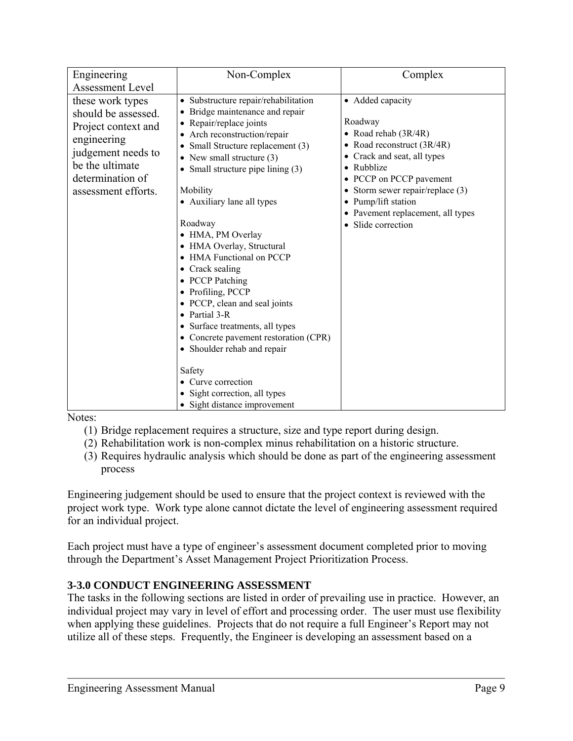| Engineering Assessment Level | Non-Complex | Complex |
|---|---|---|
| these work types should be assessed. Project context and engineering judgement needs to be the ultimate determination of assessment efforts. | • Substructure repair/rehabilitation<br>• Bridge maintenance and repair<br>• Repair/replace joints<br>• Arch reconstruction/repair<br>• Small Structure replacement (3)<br>• New small structure (3)<br>• Small structure pipe lining (3)<br><br>Mobility<br>• Auxiliary lane all types<br><br>Roadway<br>• HMA, PM Overlay<br>• HMA Overlay, Structural<br>• HMA Functional on PCCP<br>• Crack sealing<br>• PCCP Patching<br>• Profiling, PCCP<br>• PCCP, clean and seal joints<br>• Partial 3-R<br>• Surface treatments, all types<br>• Concrete pavement restoration (CPR)<br>• Shoulder rehab and repair<br><br>Safety<br>• Curve correction<br>• Sight correction, all types<br>• Sight distance improvement | • Added capacity<br><br>Roadway<br>• Road rehab (3R/4R)<br>• Road reconstruct (3R/4R)<br>• Crack and seat, all types<br>• Rubblize<br>• PCCP on PCCP pavement<br>• Storm sewer repair/replace (3)<br>• Pump/lift station<br>• Pavement replacement, all types<br>• Slide correction |

Notes:

1. Bridge replacement requires a structure, size and type report during design.
2. Rehabilitation work is non-complex minus rehabilitation on a historic structure.
3. Requires hydraulic analysis which should be done as part of the engineering assessment process

Engineering judgement should be used to ensure that the project context is reviewed with the project work type. Work type alone cannot dictate the level of engineering assessment required for an individual project.

Each project must have a type of engineer's assessment document completed prior to moving through the Department's Asset Management Project Prioritization Process.

## 3-3.0 CONDUCT ENGINEERING ASSESSMENT

The tasks in the following sections are listed in order of prevailing use in practice. However, an individual project may vary in level of effort and processing order. The user must use flexibility when applying these guidelines. Projects that do not require a full Engineer's Report may not utilize all of these steps. Frequently, the Engineer is developing an assessment based on a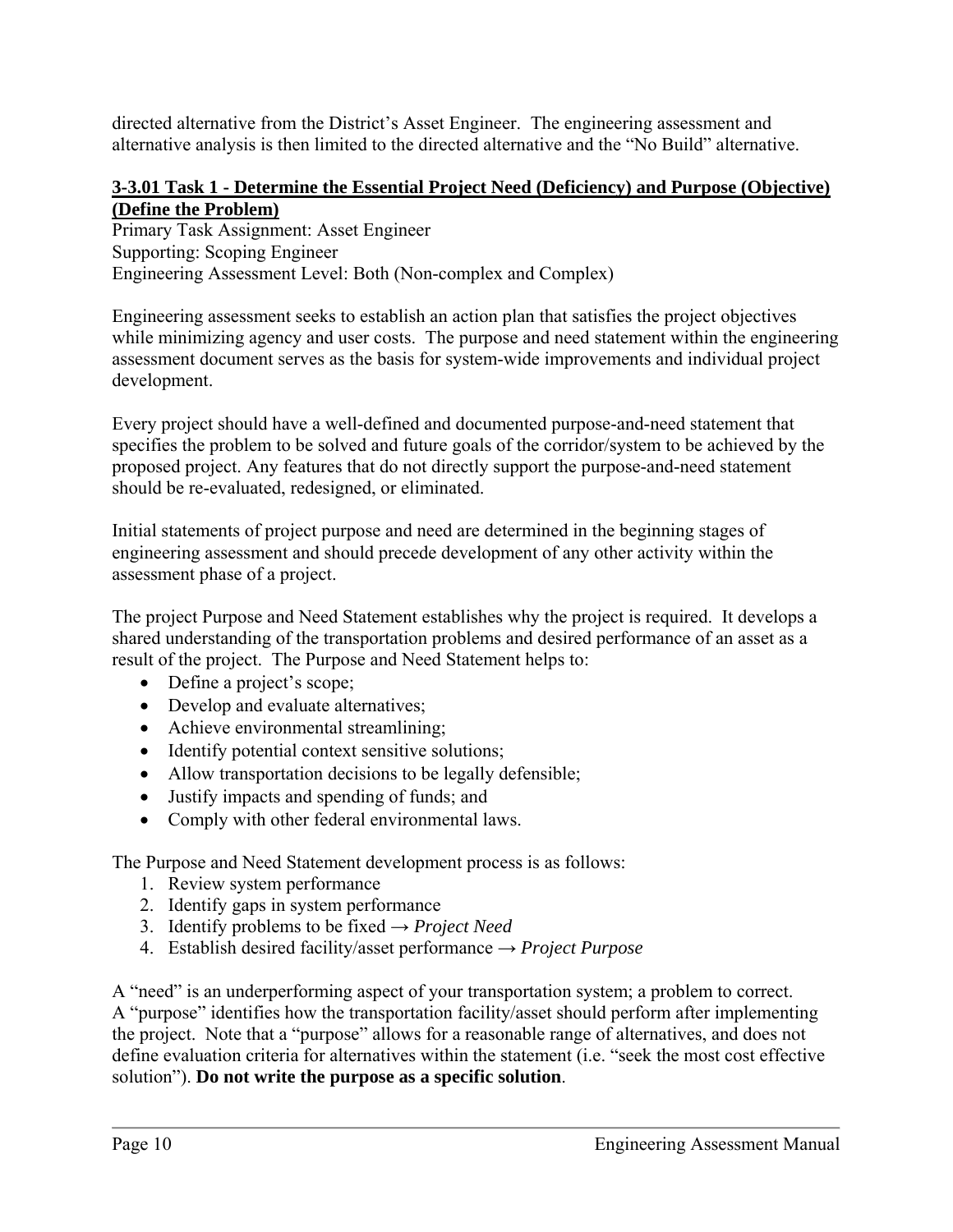directed alternative from the District's Asset Engineer. The engineering assessment and alternative analysis is then limited to the directed alternative and the "No Build" alternative.

### 3-3.01 Task 1 - Determine the Essential Project Need (Deficiency) and Purpose (Objective) (Define the Problem)

Primary Task Assignment: Asset Engineer
Supporting: Scoping Engineer
Engineering Assessment Level: Both (Non-complex and Complex)

Engineering assessment seeks to establish an action plan that satisfies the project objectives while minimizing agency and user costs. The purpose and need statement within the engineering assessment document serves as the basis for system-wide improvements and individual project development.

Every project should have a well-defined and documented purpose-and-need statement that specifies the problem to be solved and future goals of the corridor/system to be achieved by the proposed project. Any features that do not directly support the purpose-and-need statement should be re-evaluated, redesigned, or eliminated.

Initial statements of project purpose and need are determined in the beginning stages of engineering assessment and should precede development of any other activity within the assessment phase of a project.

The project Purpose and Need Statement establishes why the project is required. It develops a shared understanding of the transportation problems and desired performance of an asset as a result of the project. The Purpose and Need Statement helps to:

- Define a project's scope;
- Develop and evaluate alternatives;
- Achieve environmental streamlining;
- Identify potential context sensitive solutions;
- Allow transportation decisions to be legally defensible;
- Justify impacts and spending of funds; and
- Comply with other federal environmental laws.

The Purpose and Need Statement development process is as follows:

1. Review system performance
2. Identify gaps in system performance
3. Identify problems to be fixed → *Project Need*
4. Establish desired facility/asset performance → *Project Purpose*

A "need" is an underperforming aspect of your transportation system; a problem to correct. A "purpose" identifies how the transportation facility/asset should perform after implementing the project. Note that a "purpose" allows for a reasonable range of alternatives, and does not define evaluation criteria for alternatives within the statement (i.e. "seek the most cost effective solution"). **Do not write the purpose as a specific solution**.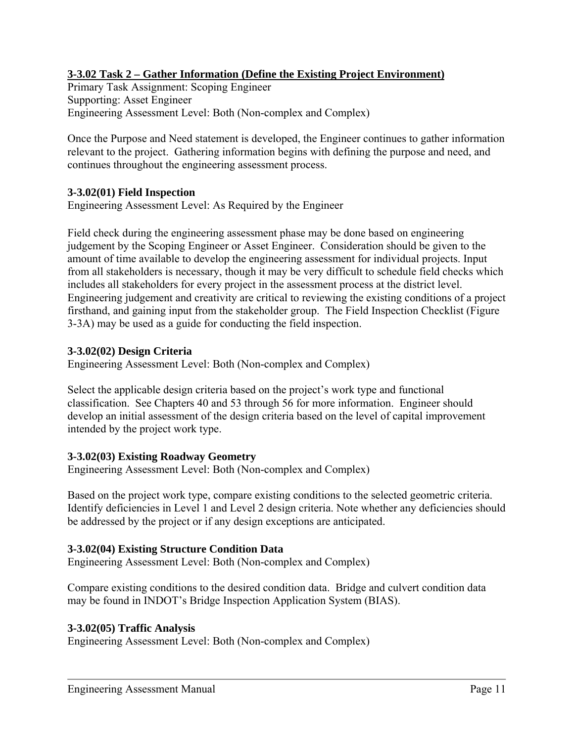### 3-3.02 Task 2 – Gather Information (Define the Existing Project Environment)

Primary Task Assignment: Scoping Engineer
Supporting: Asset Engineer
Engineering Assessment Level: Both (Non-complex and Complex)

Once the Purpose and Need statement is developed, the Engineer continues to gather information relevant to the project. Gathering information begins with defining the purpose and need, and continues throughout the engineering assessment process.

#### 3-3.02(01) Field Inspection

Engineering Assessment Level: As Required by the Engineer

Field check during the engineering assessment phase may be done based on engineering judgement by the Scoping Engineer or Asset Engineer. Consideration should be given to the amount of time available to develop the engineering assessment for individual projects. Input from all stakeholders is necessary, though it may be very difficult to schedule field checks which includes all stakeholders for every project in the assessment process at the district level. Engineering judgement and creativity are critical to reviewing the existing conditions of a project firsthand, and gaining input from the stakeholder group. The Field Inspection Checklist (Figure 3-3A) may be used as a guide for conducting the field inspection.

#### 3-3.02(02) Design Criteria

Engineering Assessment Level: Both (Non-complex and Complex)

Select the applicable design criteria based on the project's work type and functional classification. See Chapters 40 and 53 through 56 for more information. Engineer should develop an initial assessment of the design criteria based on the level of capital improvement intended by the project work type.

#### 3-3.02(03) Existing Roadway Geometry

Engineering Assessment Level: Both (Non-complex and Complex)

Based on the project work type, compare existing conditions to the selected geometric criteria. Identify deficiencies in Level 1 and Level 2 design criteria. Note whether any deficiencies should be addressed by the project or if any design exceptions are anticipated.

#### 3-3.02(04) Existing Structure Condition Data

Engineering Assessment Level: Both (Non-complex and Complex)

Compare existing conditions to the desired condition data. Bridge and culvert condition data may be found in INDOT's Bridge Inspection Application System (BIAS).

#### 3-3.02(05) Traffic Analysis

Engineering Assessment Level: Both (Non-complex and Complex)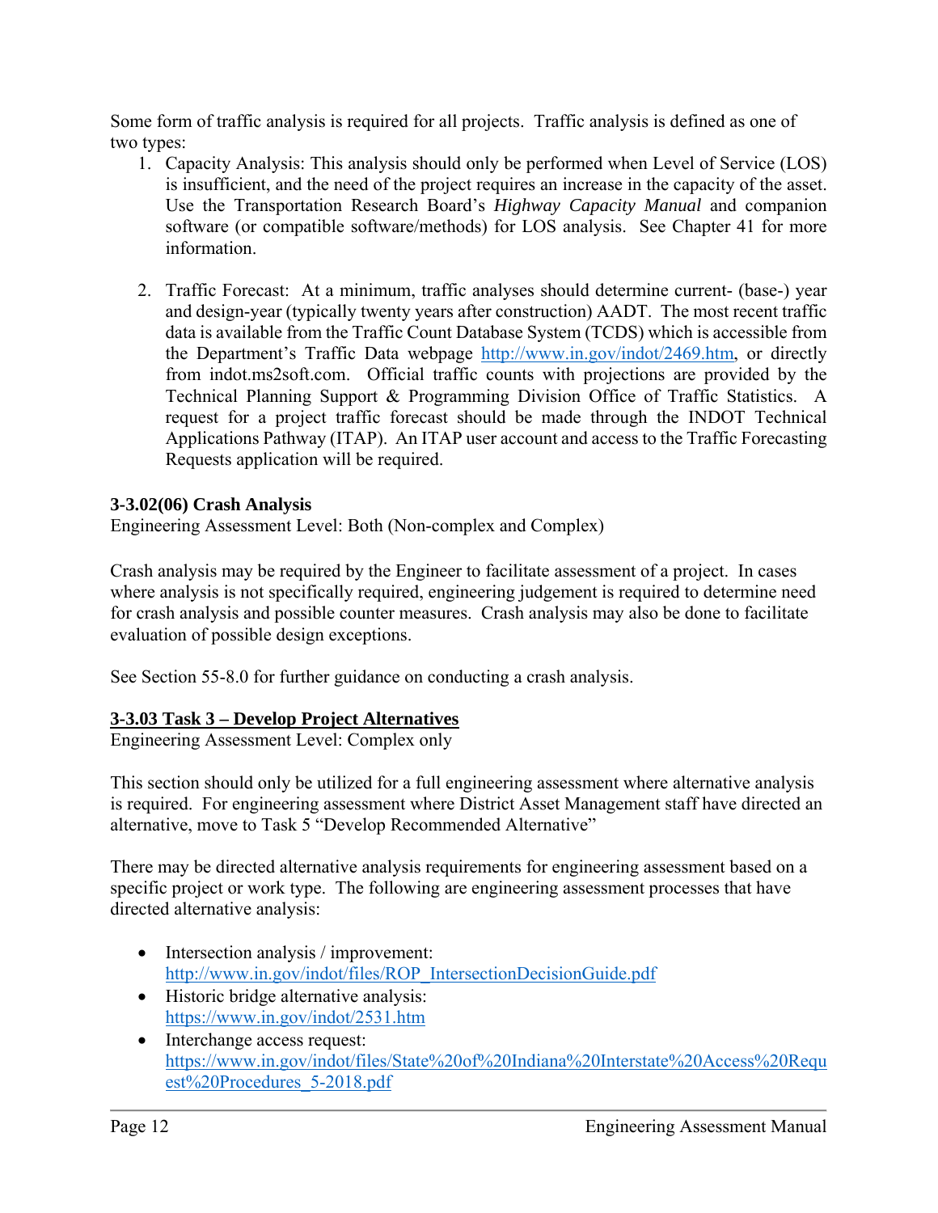Some form of traffic analysis is required for all projects. Traffic analysis is defined as one of two types:

1. Capacity Analysis: This analysis should only be performed when Level of Service (LOS) is insufficient, and the need of the project requires an increase in the capacity of the asset. Use the Transportation Research Board's *Highway Capacity Manual* and companion software (or compatible software/methods) for LOS analysis. See Chapter 41 for more information.

2. Traffic Forecast: At a minimum, traffic analyses should determine current- (base-) year and design-year (typically twenty years after construction) AADT. The most recent traffic data is available from the Traffic Count Database System (TCDS) which is accessible from the Department's Traffic Data webpage http://www.in.gov/indot/2469.htm, or directly from indot.ms2soft.com. Official traffic counts with projections are provided by the Technical Planning Support & Programming Division Office of Traffic Statistics. A request for a project traffic forecast should be made through the INDOT Technical Applications Pathway (ITAP). An ITAP user account and access to the Traffic Forecasting Requests application will be required.

**3-3.02(06) Crash Analysis**

Engineering Assessment Level: Both (Non-complex and Complex)

Crash analysis may be required by the Engineer to facilitate assessment of a project. In cases where analysis is not specifically required, engineering judgement is required to determine need for crash analysis and possible counter measures. Crash analysis may also be done to facilitate evaluation of possible design exceptions.

See Section 55-8.0 for further guidance on conducting a crash analysis.

## 3-3.03 Task 3 – Develop Project Alternatives

Engineering Assessment Level: Complex only

This section should only be utilized for a full engineering assessment where alternative analysis is required. For engineering assessment where District Asset Management staff have directed an alternative, move to Task 5 "Develop Recommended Alternative"

There may be directed alternative analysis requirements for engineering assessment based on a specific project or work type. The following are engineering assessment processes that have directed alternative analysis:

- Intersection analysis / improvement: http://www.in.gov/indot/files/ROP_IntersectionDecisionGuide.pdf
- Historic bridge alternative analysis: https://www.in.gov/indot/2531.htm
- Interchange access request: https://www.in.gov/indot/files/State%20of%20Indiana%20Interstate%20Access%20Request%20Procedures_5-2018.pdf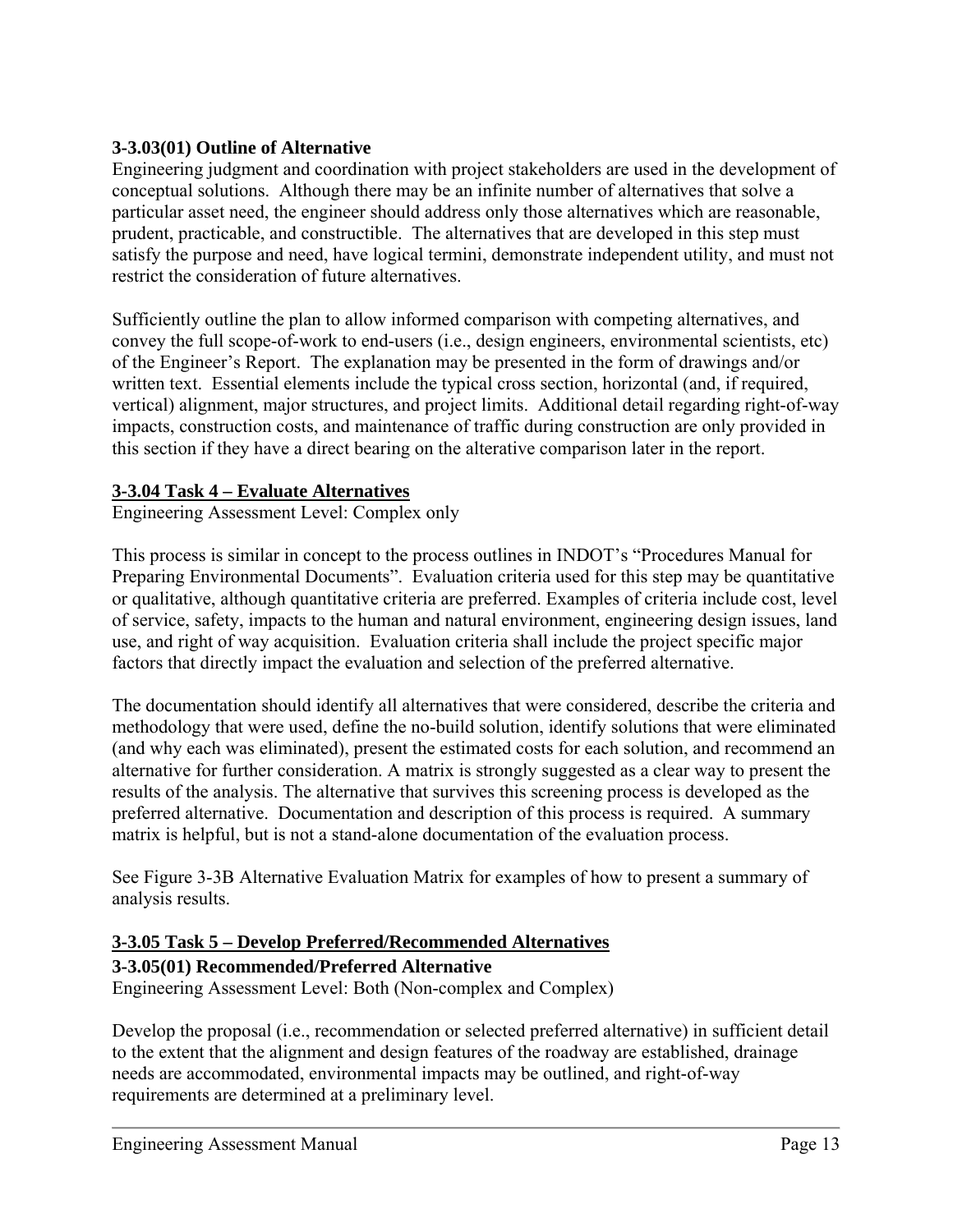### 3-3.03(01) Outline of Alternative

Engineering judgment and coordination with project stakeholders are used in the development of conceptual solutions. Although there may be an infinite number of alternatives that solve a particular asset need, the engineer should address only those alternatives which are reasonable, prudent, practicable, and constructible. The alternatives that are developed in this step must satisfy the purpose and need, have logical termini, demonstrate independent utility, and must not restrict the consideration of future alternatives.

Sufficiently outline the plan to allow informed comparison with competing alternatives, and convey the full scope-of-work to end-users (i.e., design engineers, environmental scientists, etc) of the Engineer's Report. The explanation may be presented in the form of drawings and/or written text. Essential elements include the typical cross section, horizontal (and, if required, vertical) alignment, major structures, and project limits. Additional detail regarding right-of-way impacts, construction costs, and maintenance of traffic during construction are only provided in this section if they have a direct bearing on the alterative comparison later in the report.

## 3-3.04 Task 4 – Evaluate Alternatives

Engineering Assessment Level: Complex only

This process is similar in concept to the process outlines in INDOT's "Procedures Manual for Preparing Environmental Documents". Evaluation criteria used for this step may be quantitative or qualitative, although quantitative criteria are preferred. Examples of criteria include cost, level of service, safety, impacts to the human and natural environment, engineering design issues, land use, and right of way acquisition. Evaluation criteria shall include the project specific major factors that directly impact the evaluation and selection of the preferred alternative.

The documentation should identify all alternatives that were considered, describe the criteria and methodology that were used, define the no-build solution, identify solutions that were eliminated (and why each was eliminated), present the estimated costs for each solution, and recommend an alternative for further consideration. A matrix is strongly suggested as a clear way to present the results of the analysis. The alternative that survives this screening process is developed as the preferred alternative. Documentation and description of this process is required. A summary matrix is helpful, but is not a stand-alone documentation of the evaluation process.

See Figure 3-3B Alternative Evaluation Matrix for examples of how to present a summary of analysis results.

## 3-3.05 Task 5 – Develop Preferred/Recommended Alternatives

### 3-3.05(01) Recommended/Preferred Alternative

Engineering Assessment Level: Both (Non-complex and Complex)

Develop the proposal (i.e., recommendation or selected preferred alternative) in sufficient detail to the extent that the alignment and design features of the roadway are established, drainage needs are accommodated, environmental impacts may be outlined, and right-of-way requirements are determined at a preliminary level.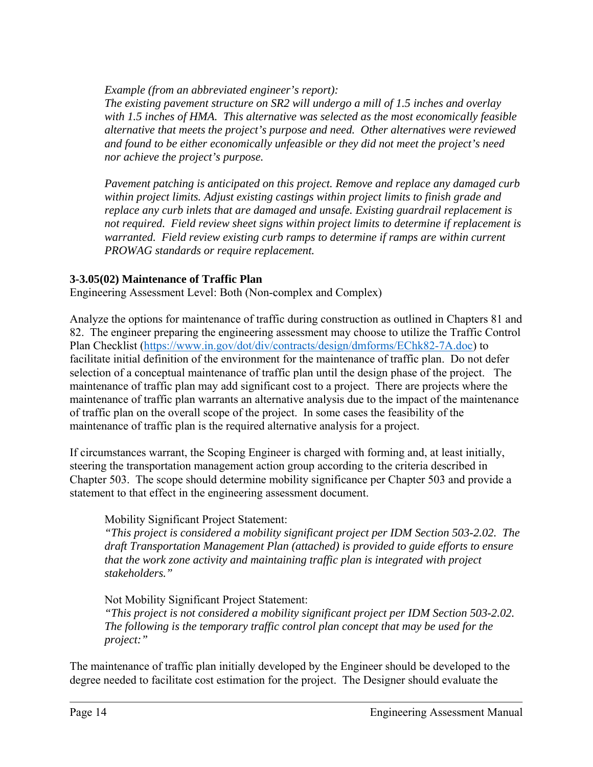*Example (from an abbreviated engineer's report):*
*The existing pavement structure on SR2 will undergo a mill of 1.5 inches and overlay with 1.5 inches of HMA. This alternative was selected as the most economically feasible alternative that meets the project's purpose and need. Other alternatives were reviewed and found to be either economically unfeasible or they did not meet the project's need nor achieve the project's purpose.*

*Pavement patching is anticipated on this project. Remove and replace any damaged curb within project limits. Adjust existing castings within project limits to finish grade and replace any curb inlets that are damaged and unsafe. Existing guardrail replacement is not required. Field review sheet signs within project limits to determine if replacement is warranted. Field review existing curb ramps to determine if ramps are within current PROWAG standards or require replacement.*

### 3-3.05(02) Maintenance of Traffic Plan

Engineering Assessment Level: Both (Non-complex and Complex)

Analyze the options for maintenance of traffic during construction as outlined in Chapters 81 and 82. The engineer preparing the engineering assessment may choose to utilize the Traffic Control Plan Checklist ([https://www.in.gov/dot/div/contracts/design/dmforms/EChk82-7A.doc](https://www.in.gov/dot/div/contracts/design/dmforms/EChk82-7A.doc)) to facilitate initial definition of the environment for the maintenance of traffic plan. Do not defer selection of a conceptual maintenance of traffic plan until the design phase of the project. The maintenance of traffic plan may add significant cost to a project. There are projects where the maintenance of traffic plan warrants an alternative analysis due to the impact of the maintenance of traffic plan on the overall scope of the project. In some cases the feasibility of the maintenance of traffic plan is the required alternative analysis for a project.

If circumstances warrant, the Scoping Engineer is charged with forming and, at least initially, steering the transportation management action group according to the criteria described in Chapter 503. The scope should determine mobility significance per Chapter 503 and provide a statement to that effect in the engineering assessment document.

Mobility Significant Project Statement:
*"This project is considered a mobility significant project per IDM Section 503-2.02. The draft Transportation Management Plan (attached) is provided to guide efforts to ensure that the work zone activity and maintaining traffic plan is integrated with project stakeholders."*

Not Mobility Significant Project Statement:
*"This project is not considered a mobility significant project per IDM Section 503-2.02. The following is the temporary traffic control plan concept that may be used for the project:"*

The maintenance of traffic plan initially developed by the Engineer should be developed to the degree needed to facilitate cost estimation for the project. The Designer should evaluate the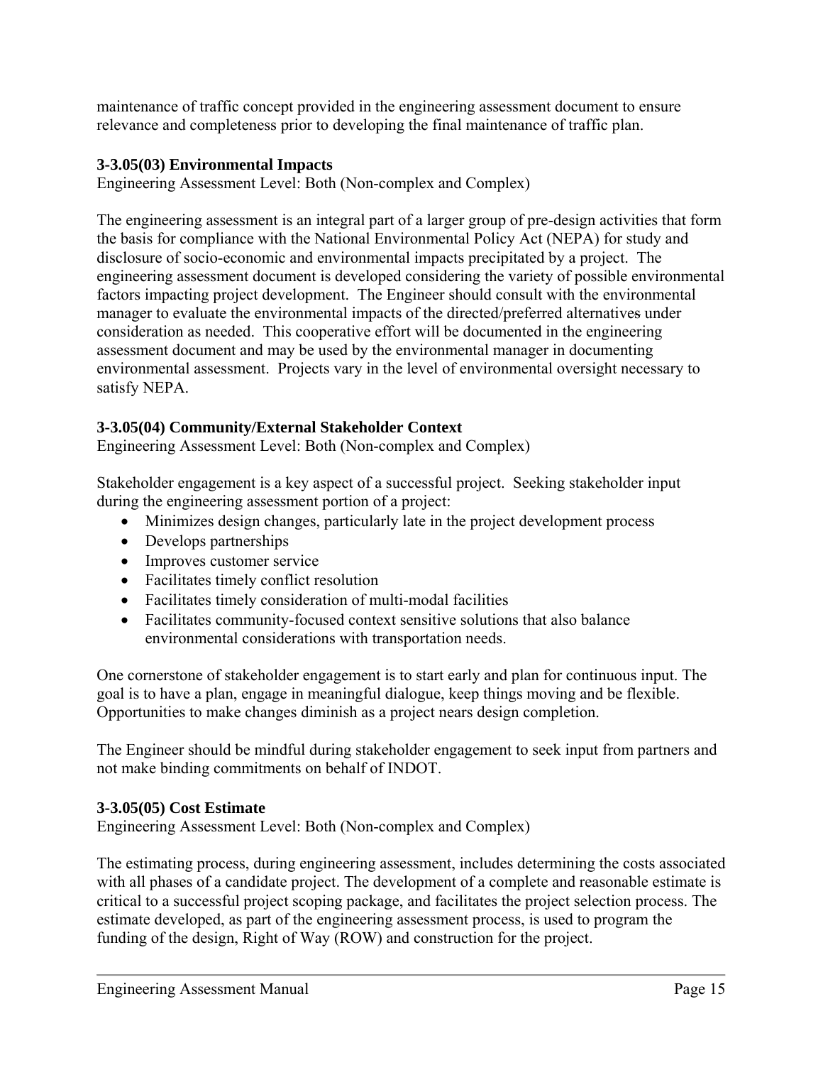maintenance of traffic concept provided in the engineering assessment document to ensure relevance and completeness prior to developing the final maintenance of traffic plan.

### 3-3.05(03) Environmental Impacts

Engineering Assessment Level: Both (Non-complex and Complex)

The engineering assessment is an integral part of a larger group of pre-design activities that form the basis for compliance with the National Environmental Policy Act (NEPA) for study and disclosure of socio-economic and environmental impacts precipitated by a project. The engineering assessment document is developed considering the variety of possible environmental factors impacting project development. The Engineer should consult with the environmental manager to evaluate the environmental impacts of the directed/preferred alternatives under consideration as needed. This cooperative effort will be documented in the engineering assessment document and may be used by the environmental manager in documenting environmental assessment. Projects vary in the level of environmental oversight necessary to satisfy NEPA.

### 3-3.05(04) Community/External Stakeholder Context

Engineering Assessment Level: Both (Non-complex and Complex)

Stakeholder engagement is a key aspect of a successful project. Seeking stakeholder input during the engineering assessment portion of a project:

- Minimizes design changes, particularly late in the project development process
- Develops partnerships
- Improves customer service
- Facilitates timely conflict resolution
- Facilitates timely consideration of multi-modal facilities
- Facilitates community-focused context sensitive solutions that also balance environmental considerations with transportation needs.

One cornerstone of stakeholder engagement is to start early and plan for continuous input. The goal is to have a plan, engage in meaningful dialogue, keep things moving and be flexible. Opportunities to make changes diminish as a project nears design completion.

The Engineer should be mindful during stakeholder engagement to seek input from partners and not make binding commitments on behalf of INDOT.

### 3-3.05(05) Cost Estimate

Engineering Assessment Level: Both (Non-complex and Complex)

The estimating process, during engineering assessment, includes determining the costs associated with all phases of a candidate project. The development of a complete and reasonable estimate is critical to a successful project scoping package, and facilitates the project selection process. The estimate developed, as part of the engineering assessment process, is used to program the funding of the design, Right of Way (ROW) and construction for the project.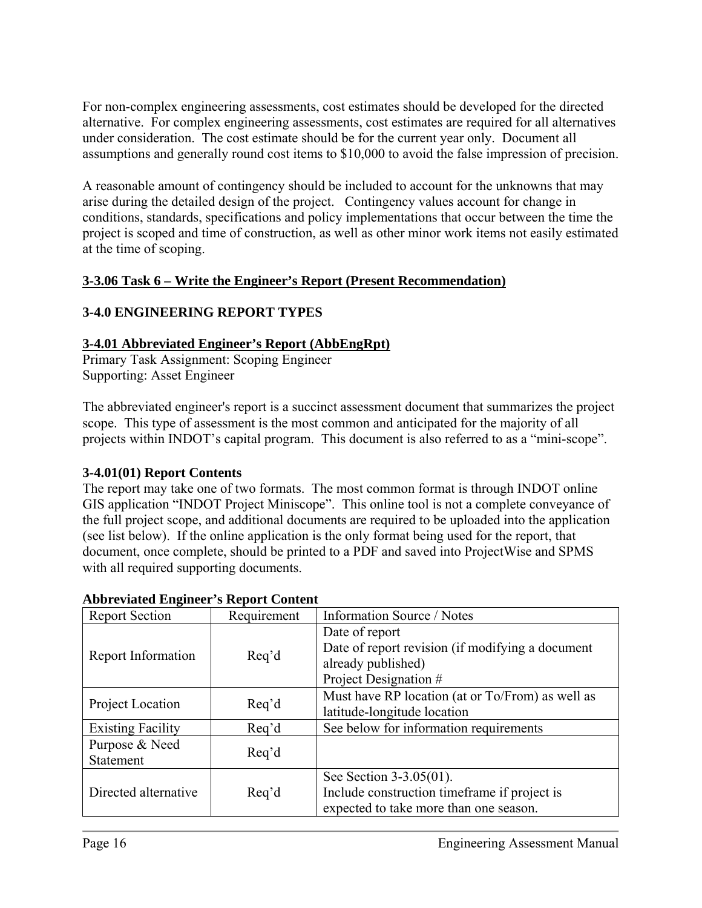For non-complex engineering assessments, cost estimates should be developed for the directed alternative. For complex engineering assessments, cost estimates are required for all alternatives under consideration. The cost estimate should be for the current year only. Document all assumptions and generally round cost items to $10,000 to avoid the false impression of precision.

A reasonable amount of contingency should be included to account for the unknowns that may arise during the detailed design of the project. Contingency values account for change in conditions, standards, specifications and policy implementations that occur between the time the project is scoped and time of construction, as well as other minor work items not easily estimated at the time of scoping.

### 3-3.06 Task 6 – Write the Engineer's Report (Present Recommendation)

## 3-4.0 ENGINEERING REPORT TYPES

### 3-4.01 Abbreviated Engineer's Report (AbbEngRpt)

Primary Task Assignment: Scoping Engineer
Supporting: Asset Engineer

The abbreviated engineer's report is a succinct assessment document that summarizes the project scope. This type of assessment is the most common and anticipated for the majority of all projects within INDOT's capital program. This document is also referred to as a "mini-scope".

#### 3-4.01(01) Report Contents

The report may take one of two formats. The most common format is through INDOT online GIS application "INDOT Project Miniscope". This online tool is not a complete conveyance of the full project scope, and additional documents are required to be uploaded into the application (see list below). If the online application is the only format being used for the report, that document, once complete, should be printed to a PDF and saved into ProjectWise and SPMS with all required supporting documents.

**Abbreviated Engineer's Report Content**

| Report Section | Requirement | Information Source / Notes |
|---|---|---|
| Report Information | Req'd | Date of report<br>Date of report revision (if modifying a document already published)<br>Project Designation # |
| Project Location | Req'd | Must have RP location (at or To/From) as well as latitude-longitude location |
| Existing Facility | Req'd | See below for information requirements |
| Purpose & Need Statement | Req'd | |
| Directed alternative | Req'd | See Section 3-3.05(01).<br>Include construction timeframe if project is expected to take more than one season. |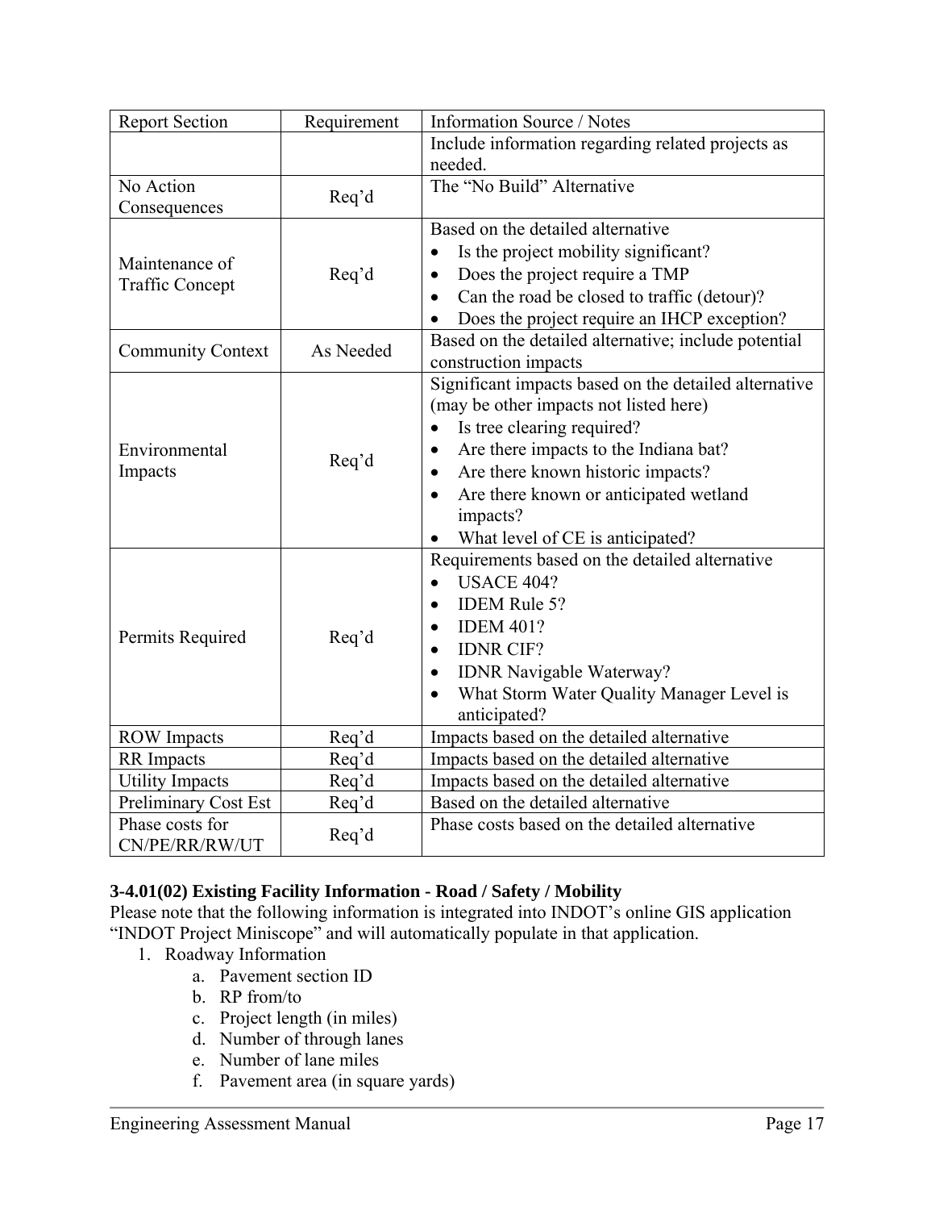| Report Section | Requirement | Information Source / Notes |
|---|---|---|
| | | Include information regarding related projects as needed. |
| No Action Consequences | Req'd | The "No Build" Alternative |
| Maintenance of Traffic Concept | Req'd | Based on the detailed alternative<br>• Is the project mobility significant?<br>• Does the project require a TMP<br>• Can the road be closed to traffic (detour)?<br>• Does the project require an IHCP exception? |
| Community Context | As Needed | Based on the detailed alternative; include potential construction impacts |
| Environmental Impacts | Req'd | Significant impacts based on the detailed alternative (may be other impacts not listed here)<br>• Is tree clearing required?<br>• Are there impacts to the Indiana bat?<br>• Are there known historic impacts?<br>• Are there known or anticipated wetland impacts?<br>• What level of CE is anticipated? |
| Permits Required | Req'd | Requirements based on the detailed alternative<br>• USACE 404?<br>• IDEM Rule 5?<br>• IDEM 401?<br>• IDNR CIF?<br>• IDNR Navigable Waterway?<br>• What Storm Water Quality Manager Level is anticipated? |
| ROW Impacts | Req'd | Impacts based on the detailed alternative |
| RR Impacts | Req'd | Impacts based on the detailed alternative |
| Utility Impacts | Req'd | Impacts based on the detailed alternative |
| Preliminary Cost Est | Req'd | Based on the detailed alternative |
| Phase costs for CN/PE/RR/RW/UT | Req'd | Phase costs based on the detailed alternative |

### 3-4.01(02) Existing Facility Information - Road / Safety / Mobility

Please note that the following information is integrated into INDOT's online GIS application "INDOT Project Miniscope" and will automatically populate in that application.

1. Roadway Information
   a. Pavement section ID
   b. RP from/to
   c. Project length (in miles)
   d. Number of through lanes
   e. Number of lane miles
   f. Pavement area (in square yards)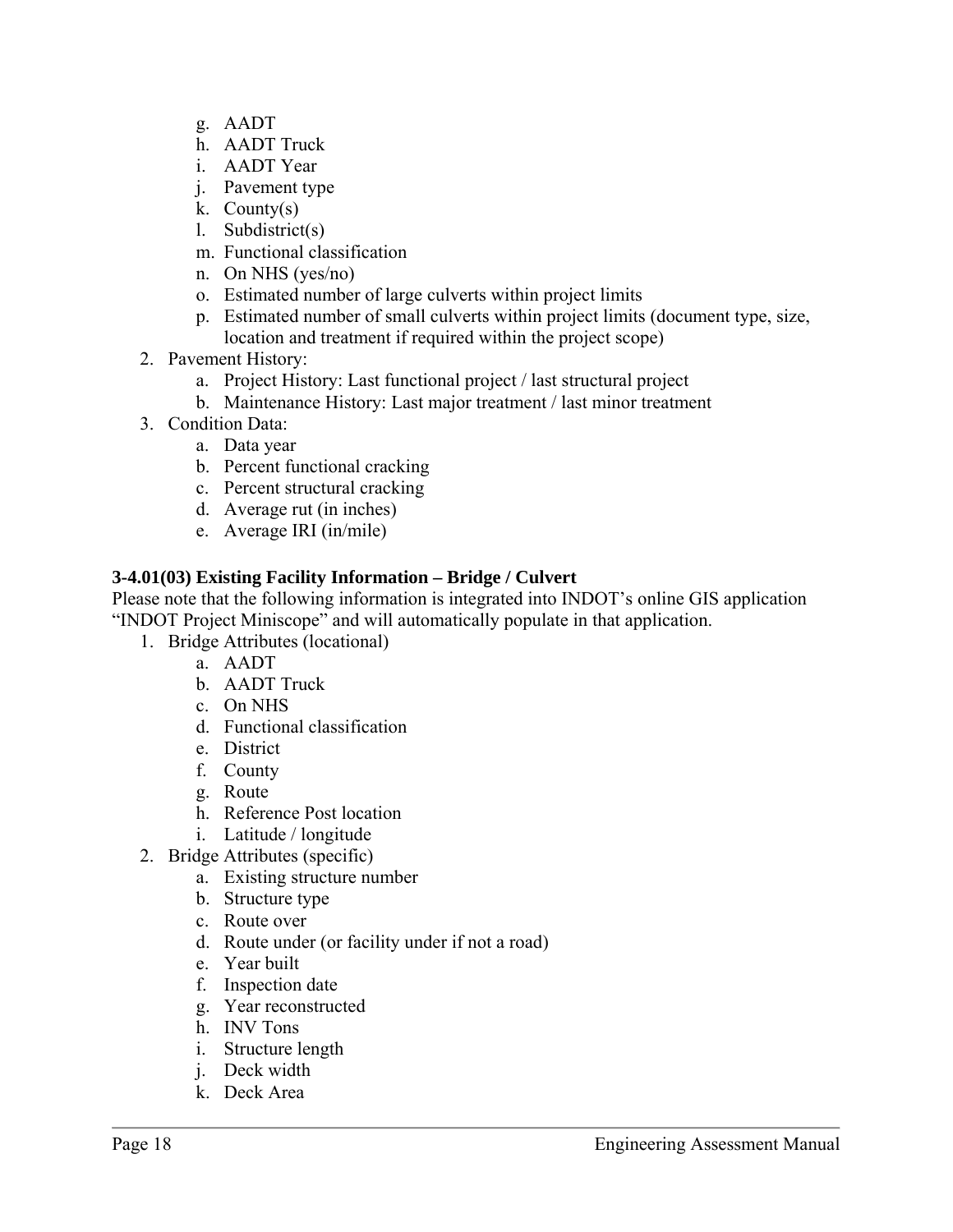g. AADT
   h. AADT Truck
   i. AADT Year
   j. Pavement type
   k. County(s)
   l. Subdistrict(s)
   m. Functional classification
   n. On NHS (yes/no)
   o. Estimated number of large culverts within project limits
   p. Estimated number of small culverts within project limits (document type, size, location and treatment if required within the project scope)
2. Pavement History:
   a. Project History: Last functional project / last structural project
   b. Maintenance History: Last major treatment / last minor treatment
3. Condition Data:
   a. Data year
   b. Percent functional cracking
   c. Percent structural cracking
   d. Average rut (in inches)
   e. Average IRI (in/mile)

**3-4.01(03) Existing Facility Information – Bridge / Culvert**

Please note that the following information is integrated into INDOT's online GIS application "INDOT Project Miniscope" and will automatically populate in that application.

1. Bridge Attributes (locational)
   a. AADT
   b. AADT Truck
   c. On NHS
   d. Functional classification
   e. District
   f. County
   g. Route
   h. Reference Post location
   i. Latitude / longitude
2. Bridge Attributes (specific)
   a. Existing structure number
   b. Structure type
   c. Route over
   d. Route under (or facility under if not a road)
   e. Year built
   f. Inspection date
   g. Year reconstructed
   h. INV Tons
   i. Structure length
   j. Deck width
   k. Deck Area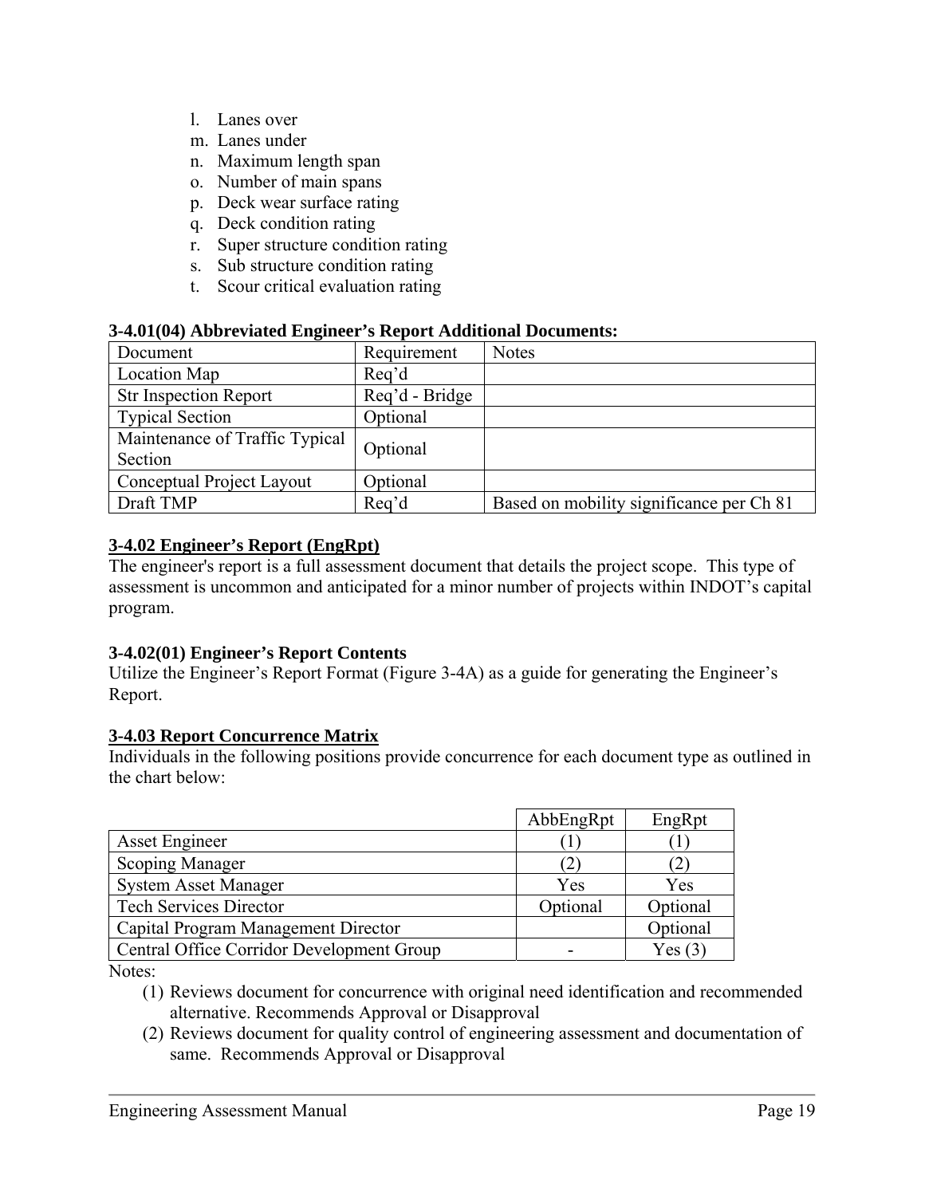l. Lanes over
m. Lanes under
n. Maximum length span
o. Number of main spans
p. Deck wear surface rating
q. Deck condition rating
r. Super structure condition rating
s. Sub structure condition rating
t. Scour critical evaluation rating

**3-4.01(04) Abbreviated Engineer's Report Additional Documents:**

| Document | Requirement | Notes |
|---|---|---|
| Location Map | Req'd | |
| Str Inspection Report | Req'd - Bridge | |
| Typical Section | Optional | |
| Maintenance of Traffic Typical Section | Optional | |
| Conceptual Project Layout | Optional | |
| Draft TMP | Req'd | Based on mobility significance per Ch 81 |

## 3-4.02 Engineer's Report (EngRpt)

The engineer's report is a full assessment document that details the project scope. This type of assessment is uncommon and anticipated for a minor number of projects within INDOT's capital program.

**3-4.02(01) Engineer's Report Contents**

Utilize the Engineer's Report Format (Figure 3-4A) as a guide for generating the Engineer's Report.

## 3-4.03 Report Concurrence Matrix

Individuals in the following positions provide concurrence for each document type as outlined in the chart below:

| | AbbEngRpt | EngRpt |
|---|---|---|
| Asset Engineer | (1) | (1) |
| Scoping Manager | (2) | (2) |
| System Asset Manager | Yes | Yes |
| Tech Services Director | Optional | Optional |
| Capital Program Management Director | | Optional |
| Central Office Corridor Development Group | - | Yes (3) |

Notes:

(1) Reviews document for concurrence with original need identification and recommended alternative. Recommends Approval or Disapproval

(2) Reviews document for quality control of engineering assessment and documentation of same. Recommends Approval or Disapproval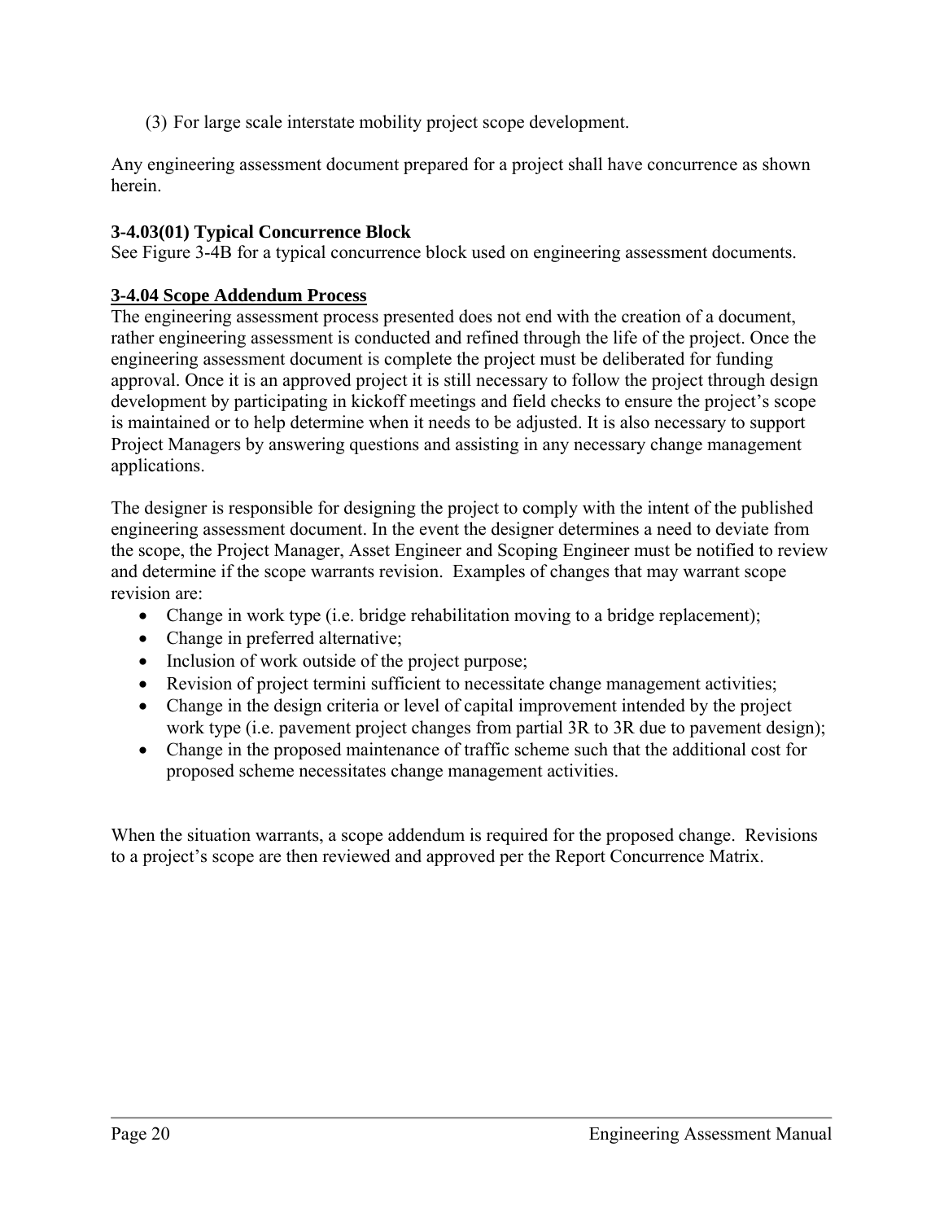(3) For large scale interstate mobility project scope development.

Any engineering assessment document prepared for a project shall have concurrence as shown herein.

### 3-4.03(01) Typical Concurrence Block

See Figure 3-4B for a typical concurrence block used on engineering assessment documents.

### 3-4.04 Scope Addendum Process

The engineering assessment process presented does not end with the creation of a document, rather engineering assessment is conducted and refined through the life of the project. Once the engineering assessment document is complete the project must be deliberated for funding approval. Once it is an approved project it is still necessary to follow the project through design development by participating in kickoff meetings and field checks to ensure the project's scope is maintained or to help determine when it needs to be adjusted. It is also necessary to support Project Managers by answering questions and assisting in any necessary change management applications.

The designer is responsible for designing the project to comply with the intent of the published engineering assessment document. In the event the designer determines a need to deviate from the scope, the Project Manager, Asset Engineer and Scoping Engineer must be notified to review and determine if the scope warrants revision. Examples of changes that may warrant scope revision are:

- Change in work type (i.e. bridge rehabilitation moving to a bridge replacement);
- Change in preferred alternative;
- Inclusion of work outside of the project purpose;
- Revision of project termini sufficient to necessitate change management activities;
- Change in the design criteria or level of capital improvement intended by the project work type (i.e. pavement project changes from partial 3R to 3R due to pavement design);
- Change in the proposed maintenance of traffic scheme such that the additional cost for proposed scheme necessitates change management activities.

When the situation warrants, a scope addendum is required for the proposed change. Revisions to a project's scope are then reviewed and approved per the Report Concurrence Matrix.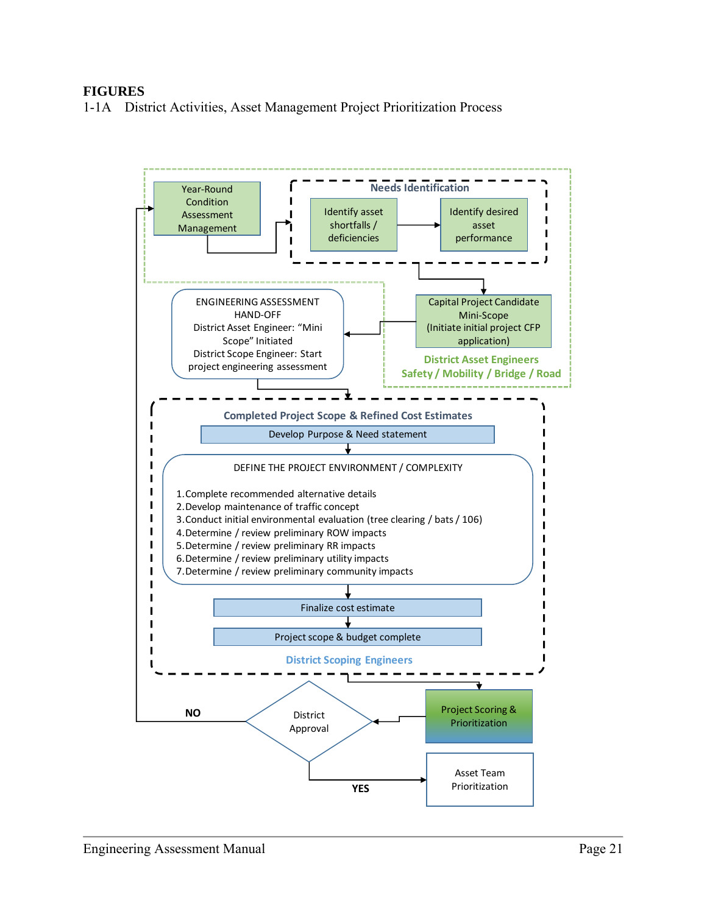# FIGURES

1-1A District Activities, Asset Management Project Prioritization Process

Year-Round Condition Assessment Management

**Needs Identification**

Identify asset shortfalls / deficiencies

Identify desired asset performance

Capital Project Candidate Mini-Scope (Initiate initial project CFP application)

**District Asset Engineers**
**Safety / Mobility / Bridge / Road**

ENGINEERING ASSESSMENT HAND-OFF
District Asset Engineer: "Mini Scope" Initiated
District Scope Engineer: Start project engineering assessment

**Completed Project Scope & Refined Cost Estimates**

Develop Purpose & Need statement

DEFINE THE PROJECT ENVIRONMENT / COMPLEXITY

1. Complete recommended alternative details
2. Develop maintenance of traffic concept
3. Conduct initial environmental evaluation (tree clearing / bats / 106)
4. Determine / review preliminary ROW impacts
5. Determine / review preliminary RR impacts
6. Determine / review preliminary utility impacts
7. Determine / review preliminary community impacts

Finalize cost estimate

Project scope & budget complete

**District Scoping Engineers**

Project Scoring & Prioritization

District Approval

**NO**

**YES**

Asset Team Prioritization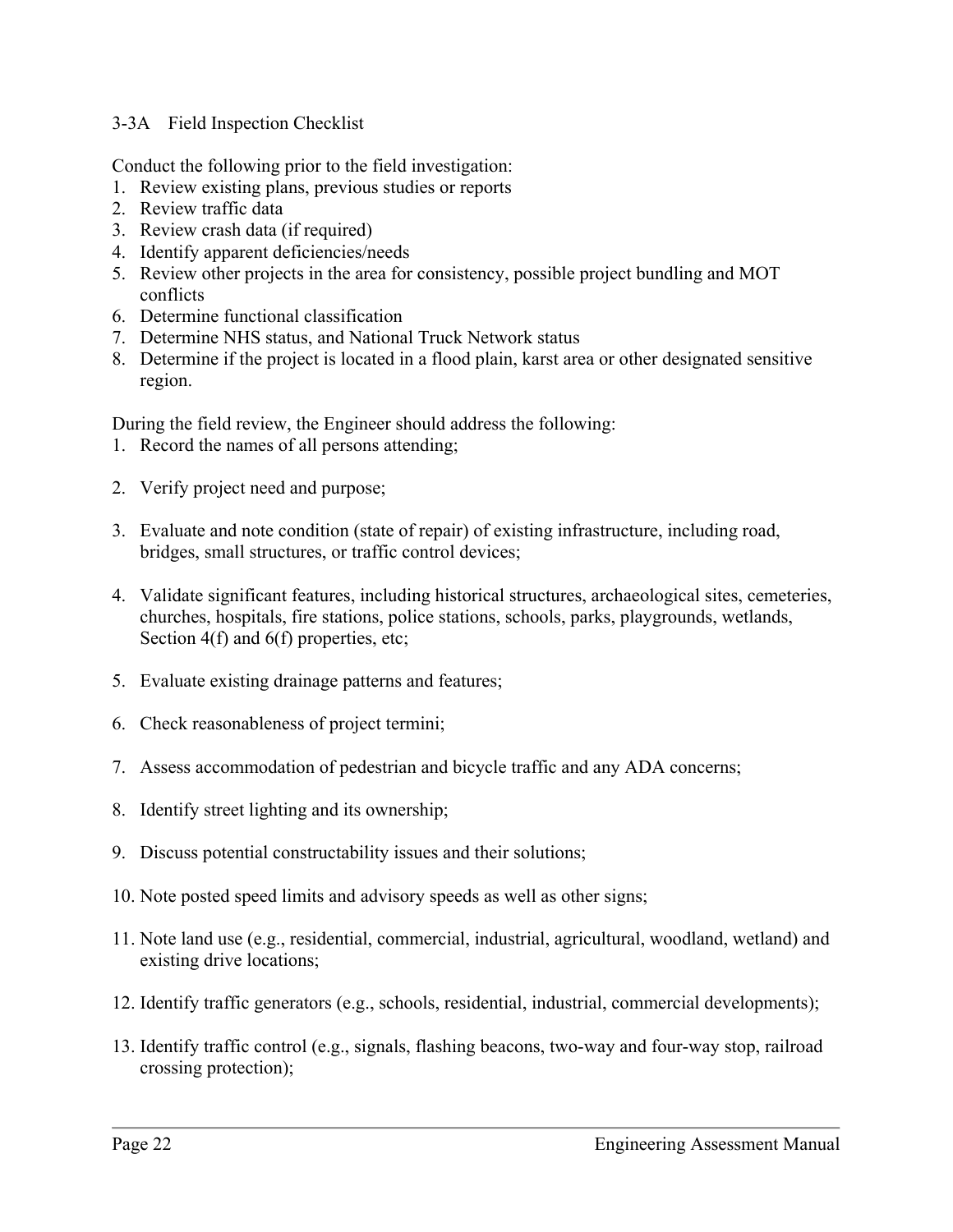### 3-3A Field Inspection Checklist

Conduct the following prior to the field investigation:

1. Review existing plans, previous studies or reports
2. Review traffic data
3. Review crash data (if required)
4. Identify apparent deficiencies/needs
5. Review other projects in the area for consistency, possible project bundling and MOT conflicts
6. Determine functional classification
7. Determine NHS status, and National Truck Network status
8. Determine if the project is located in a flood plain, karst area or other designated sensitive region.

During the field review, the Engineer should address the following:

1. Record the names of all persons attending;
2. Verify project need and purpose;
3. Evaluate and note condition (state of repair) of existing infrastructure, including road, bridges, small structures, or traffic control devices;
4. Validate significant features, including historical structures, archaeological sites, cemeteries, churches, hospitals, fire stations, police stations, schools, parks, playgrounds, wetlands, Section 4(f) and 6(f) properties, etc;
5. Evaluate existing drainage patterns and features;
6. Check reasonableness of project termini;
7. Assess accommodation of pedestrian and bicycle traffic and any ADA concerns;
8. Identify street lighting and its ownership;
9. Discuss potential constructability issues and their solutions;
10. Note posted speed limits and advisory speeds as well as other signs;
11. Note land use (e.g., residential, commercial, industrial, agricultural, woodland, wetland) and existing drive locations;
12. Identify traffic generators (e.g., schools, residential, industrial, commercial developments);
13. Identify traffic control (e.g., signals, flashing beacons, two-way and four-way stop, railroad crossing protection);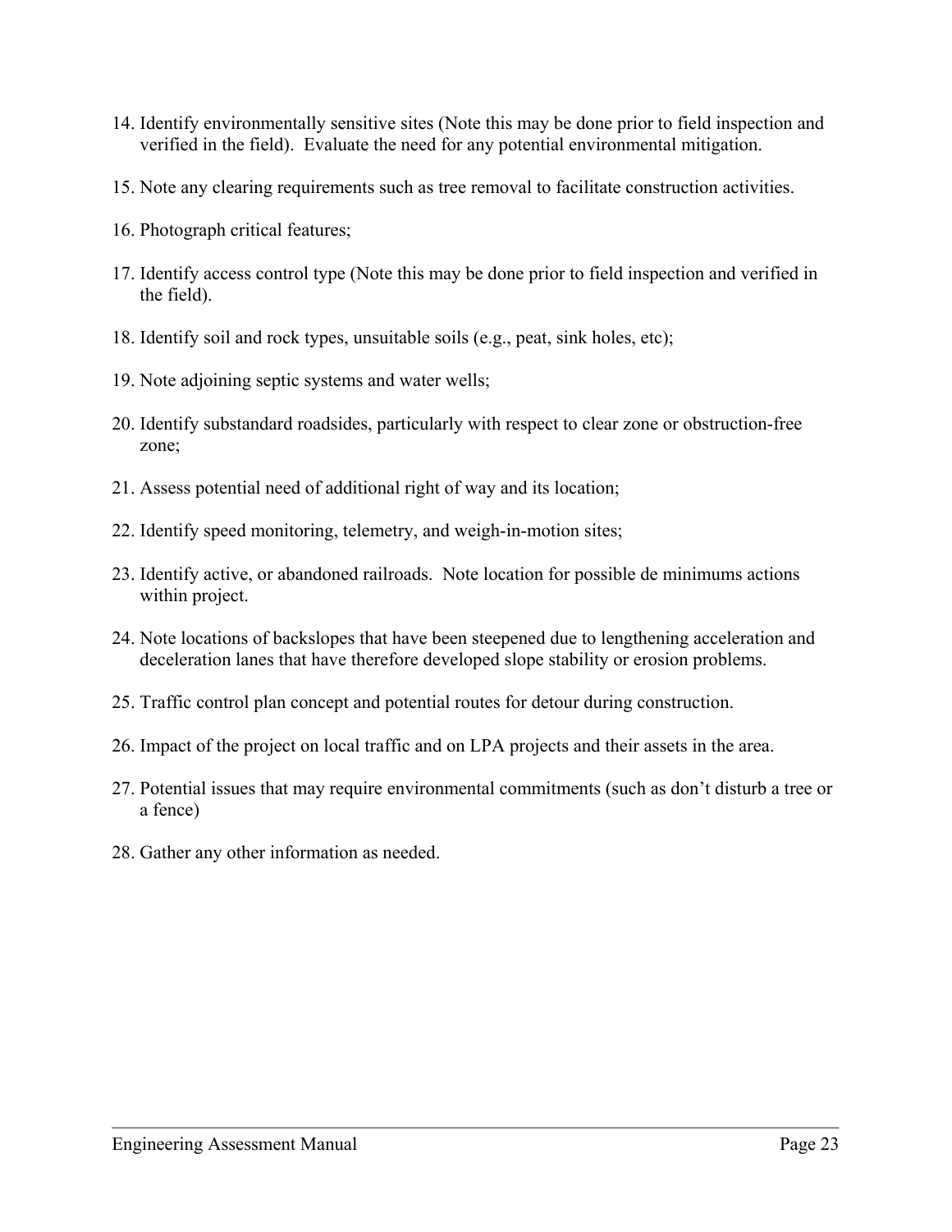14. Identify environmentally sensitive sites (Note this may be done prior to field inspection and verified in the field). Evaluate the need for any potential environmental mitigation.

15. Note any clearing requirements such as tree removal to facilitate construction activities.

16. Photograph critical features;

17. Identify access control type (Note this may be done prior to field inspection and verified in the field).

18. Identify soil and rock types, unsuitable soils (e.g., peat, sink holes, etc);

19. Note adjoining septic systems and water wells;

20. Identify substandard roadsides, particularly with respect to clear zone or obstruction-free zone;

21. Assess potential need of additional right of way and its location;

22. Identify speed monitoring, telemetry, and weigh-in-motion sites;

23. Identify active, or abandoned railroads. Note location for possible de minimums actions within project.

24. Note locations of backslopes that have been steepened due to lengthening acceleration and deceleration lanes that have therefore developed slope stability or erosion problems.

25. Traffic control plan concept and potential routes for detour during construction.

26. Impact of the project on local traffic and on LPA projects and their assets in the area.

27. Potential issues that may require environmental commitments (such as don't disturb a tree or a fence)

28. Gather any other information as needed.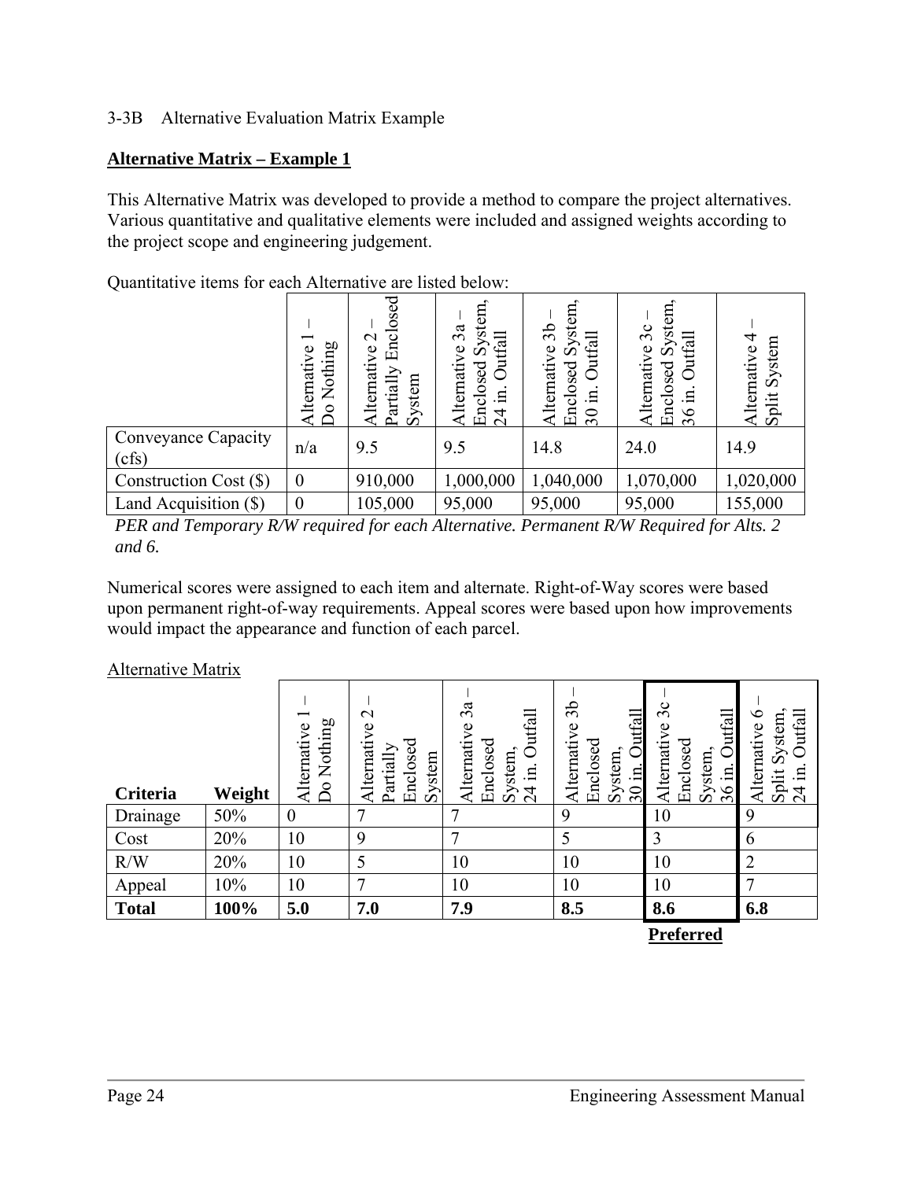3-3B Alternative Evaluation Matrix Example

## **Alternative Matrix – Example 1**

This Alternative Matrix was developed to provide a method to compare the project alternatives. Various quantitative and qualitative elements were included and assigned weights according to the project scope and engineering judgement.

Quantitative items for each Alternative are listed below:

| | Alternative 1 – Do Nothing | Alternative 2 – Partially Enclosed System | Alternative 3a – Enclosed System, 24 in. Outfall | Alternative 3b – Enclosed System, 30 in. Outfall | Alternative 3c – Enclosed System, 36 in. Outfall | Alternative 4 – Split System |
|---|---|---|---|---|---|---|
| Conveyance Capacity (cfs) | n/a | 9.5 | 9.5 | 14.8 | 24.0 | 14.9 |
| Construction Cost ($) | 0 | 910,000 | 1,000,000 | 1,040,000 | 1,070,000 | 1,020,000 |
| Land Acquisition ($) | 0 | 105,000 | 95,000 | 95,000 | 95,000 | 155,000 |

*PER and Temporary R/W required for each Alternative. Permanent R/W Required for Alts. 2 and 6.*

Numerical scores were assigned to each item and alternate. Right-of-Way scores were based upon permanent right-of-way requirements. Appeal scores were based upon how improvements would impact the appearance and function of each parcel.

Alternative Matrix

| **Criteria** | **Weight** | Alternative 1 – Do Nothing | Alternative 2 – Partially Enclosed System | Alternative 3a – Enclosed System, 24 in. Outfall | Alternative 3b – Enclosed System, 30 in. Outfall | Alternative 3c – Enclosed System, 36 in. Outfall | Alternative 6 – Split System, 24 in. Outfall |
|---|---|---|---|---|---|---|---|
| Drainage | 50% | 0 | 7 | 7 | 9 | 10 | 9 |
| Cost | 20% | 10 | 9 | 7 | 5 | 3 | 6 |
| R/W | 20% | 10 | 5 | 10 | 10 | 10 | 2 |
| Appeal | 10% | 10 | 7 | 10 | 10 | 10 | 7 |
| **Total** | **100%** | **5.0** | **7.0** | **7.9** | **8.5** | **8.6** | **6.8** |
| | | | | | | **Preferred** | |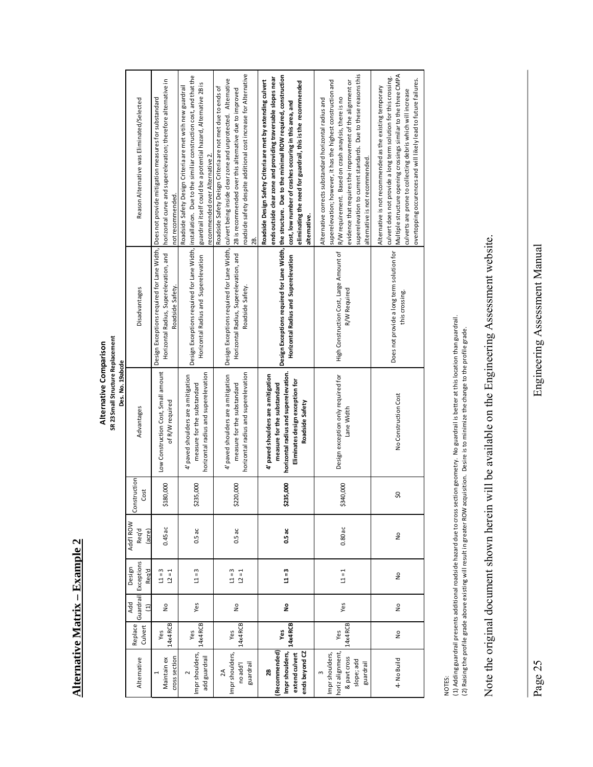# Alternative Matrix – Example 2

**Alternative Comparison**
**SR 23 Small Structure Replacement**
**Des. No. 19abcde**

| Alternative | Replace Culvert | Add Guardrail (1) | Design Exceptions Req'd | Add'l ROW Req'd (acre) | Construction Cost | Advantages | Disadvantages | Reason Alternative was Eliminated/Selected |
|---|---|---|---|---|---|---|---|---|
| 1 Maintain ex cross section | Yes 14x4 RCB | No | L1 = 3 L2 = 1 | 0.45 ac | $180,000 | Low Construction Cost, Small amount of R/W required | Design Exceptions required for Lane Width, Horizontal Radius, Superelevation, and Roadside Safety. | Does not provide mitigation measures for substandard horizontal curve and superelevation; therefore alternative in not recommended. |
| 2 Impr shoulders, add guardrail | Yes 14x4 RCB | Yes | L1 = 3 | 0.5 ac | $235,000 | 4' paved shoulders are a mitigation measure for the substandard horizontal radius and superelevation | Design Exceptions required for Lane Width, Horizontal Radius and Superelevation | Roadside Safety Design Criteria are met with new guardrail installation. Due to the similiar construction cost, and that the guardrail itself could be a potential hazard, Alternative 2B is recommended over Alternative 2. |
| 2A Impr shoulders, no add'l guardrail | Yes 14x4 RCB | No | L1 = 3 L2 = 1 | 0.5 ac | $220,000 | 4' paved shoulders are a mitigation measure for the substandard horizontal radius and superelevation | Design Exceptions required for Lane Width, Horizontal Radius, Superelevation, and Roadside Safety. | Roadside Safety Deisgn Criteria are not met due to ends of culvert being inside clear zone and unprotected. Alternative 2B is recommended over this alternative due to improved roadside safety despite additional cost increase for Alternative 2B. |
| **2B (Recommended) Impr shoulders, extend culvert ends beyond CZ** | **Yes 14x4 RCB** | **No** | **L1 = 3** | **0.5 ac** | **$235,000** | **4' paved shoulders are a mitigation measure for the substandard horizontal radius and superelevation. Eliminates design exception for Roadside Safety** | **Design Exceptions required for Lane Width, Horizontal Radius and Superelevation** | **Roadside Design Safety Criteria are met by extending culvert ends outside clear zone and providing traversable slopes near the structure. Due to the minimal ROW required, construction cost, low number of crashes occuring in this area, and eliminating the need for guardrail, this is the recommended alternative.** |
| 3 Impr shoulders, horiz alignment, & pavt cross slope; add guardrail | Yes 14x4 RCB | Yes | L1 = 1 | 0.80 ac | $340,000 | Design exception only required for Lane Width | High Construction Cost, Large Amount of R/W Required | Alternative corrects substandard horizontal radius and superelevation; however, it has the highest construction and R/W requirement. Based on crash anaylsis, there is no evidence that requires the improvement of the alignment or superelevation to current standards. Due to these reasons this alternative is not recommended. |
| 4- No Build | No | No | No | No | $0 | No Construction Cost | Does not provide a long term solution for this crossing. | Alternative is not recommended as the existing temporary culvert does not provide a long term solution for this crossing. Multiple structure opening crossings similar to the three CMPA culverts are prone to collecting debris which will increase overtopping occurences and will likely lead to future failures. |

NOTES:
(1) Adding guardrail presents additional roadside hazard due to cross section geometry. No guardrail is better at this location than guardrail.
(2) Raising the profile grade above existing will result in greater ROW acquisition. Desire is to minimize the change to the profile grade.

Note the original document shown herein will be available on the Engineering Assessment website.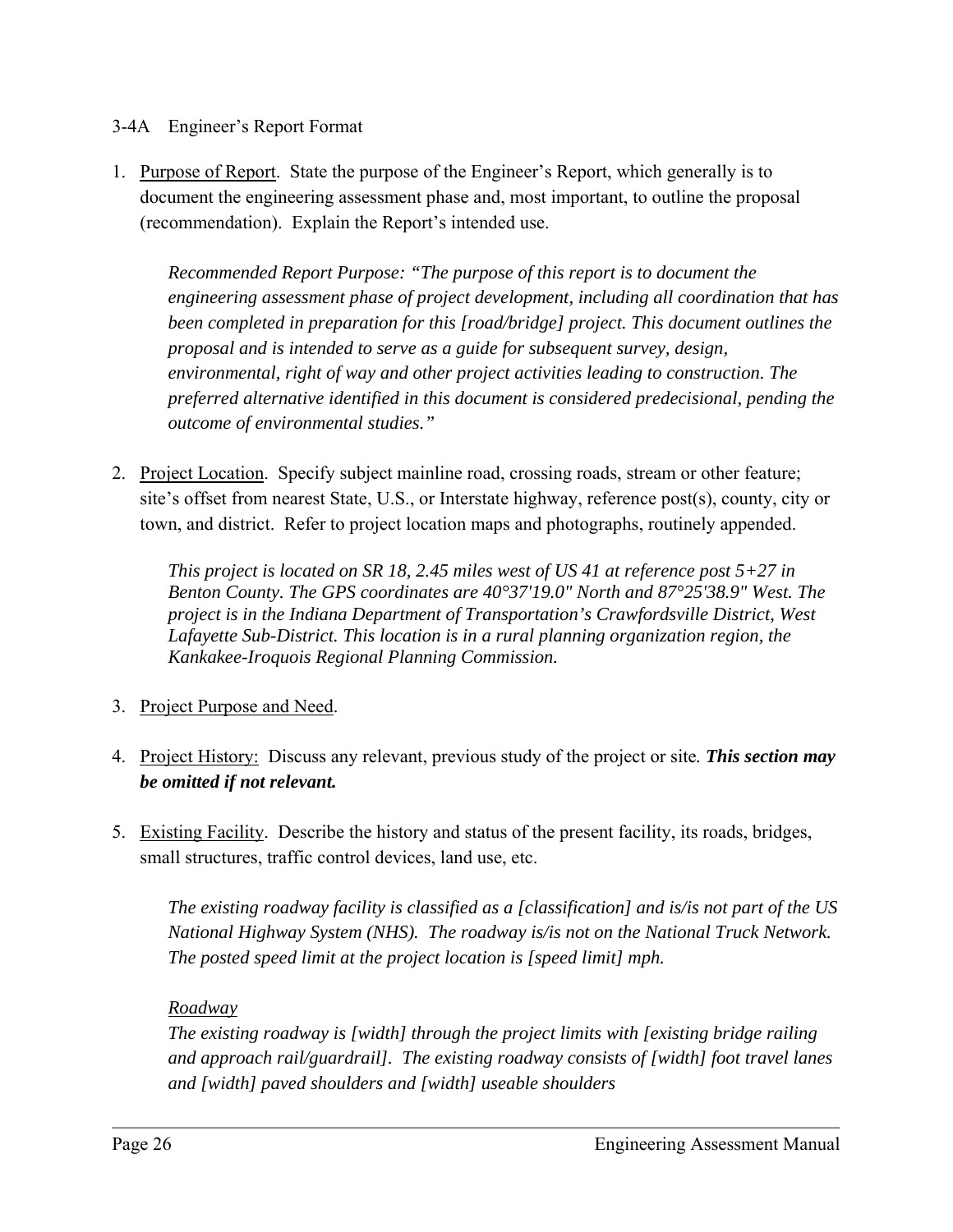### 3-4A Engineer's Report Format

1. <u>Purpose of Report</u>. State the purpose of the Engineer's Report, which generally is to document the engineering assessment phase and, most important, to outline the proposal (recommendation). Explain the Report's intended use.

   *Recommended Report Purpose: "The purpose of this report is to document the engineering assessment phase of project development, including all coordination that has been completed in preparation for this [road/bridge] project. This document outlines the proposal and is intended to serve as a guide for subsequent survey, design, environmental, right of way and other project activities leading to construction. The preferred alternative identified in this document is considered predecisional, pending the outcome of environmental studies."*

2. <u>Project Location</u>. Specify subject mainline road, crossing roads, stream or other feature; site's offset from nearest State, U.S., or Interstate highway, reference post(s), county, city or town, and district. Refer to project location maps and photographs, routinely appended.

   *This project is located on SR 18, 2.45 miles west of US 41 at reference post 5+27 in Benton County. The GPS coordinates are 40°37'19.0" North and 87°25'38.9" West. The project is in the Indiana Department of Transportation's Crawfordsville District, West Lafayette Sub-District. This location is in a rural planning organization region, the Kankakee-Iroquois Regional Planning Commission.*

3. <u>Project Purpose and Need</u>.

4. <u>Project History:</u> Discuss any relevant, previous study of the project or site. ***This section may be omitted if not relevant.***

5. <u>Existing Facility</u>. Describe the history and status of the present facility, its roads, bridges, small structures, traffic control devices, land use, etc.

   *The existing roadway facility is classified as a [classification] and is/is not part of the US National Highway System (NHS). The roadway is/is not on the National Truck Network. The posted speed limit at the project location is [speed limit] mph.*

   *<u>Roadway</u>*
   *The existing roadway is [width] through the project limits with [existing bridge railing and approach rail/guardrail]. The existing roadway consists of [width] foot travel lanes and [width] paved shoulders and [width] useable shoulders*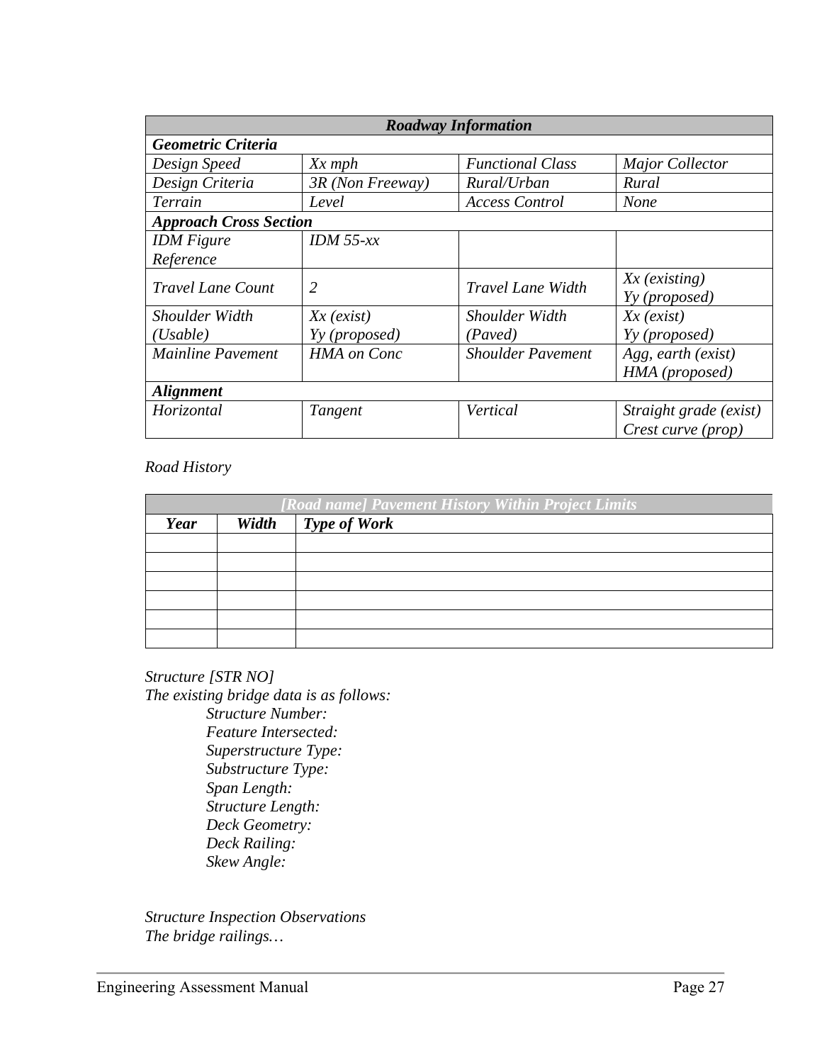| *Roadway Information* | | | |
|---|---|---|---|
| ***Geometric Criteria*** | | | |
| *Design Speed* | *Xx mph* | *Functional Class* | *Major Collector* |
| *Design Criteria* | *3R (Non Freeway)* | *Rural/Urban* | *Rural* |
| *Terrain* | *Level* | *Access Control* | *None* |
| ***Approach Cross Section*** | | | |
| *IDM Figure Reference* | *IDM 55-xx* | | |
| *Travel Lane Count* | *2* | *Travel Lane Width* | *Xx (existing)*<br>*Yy (proposed)* |
| *Shoulder Width (Usable)* | *Xx (exist)*<br>*Yy (proposed)* | *Shoulder Width (Paved)* | *Xx (exist)*<br>*Yy (proposed)* |
| *Mainline Pavement* | *HMA on Conc* | *Shoulder Pavement* | *Agg, earth (exist)*<br>*HMA (proposed)* |
| ***Alignment*** | | | |
| *Horizontal* | *Tangent* | *Vertical* | *Straight grade (exist)*<br>*Crest curve (prop)* |

*Road History*

| *[Road name] Pavement History Within Project Limits* | | |
|---|---|---|
| ***Year*** | ***Width*** | ***Type of Work*** |
| | | |
| | | |
| | | |
| | | |
| | | |
| | | |

*Structure [STR NO]*
*The existing bridge data is as follows:*

*Structure Number:*
*Feature Intersected:*
*Superstructure Type:*
*Substructure Type:*
*Span Length:*
*Structure Length:*
*Deck Geometry:*
*Deck Railing:*
*Skew Angle:*

*Structure Inspection Observations*
*The bridge railings…*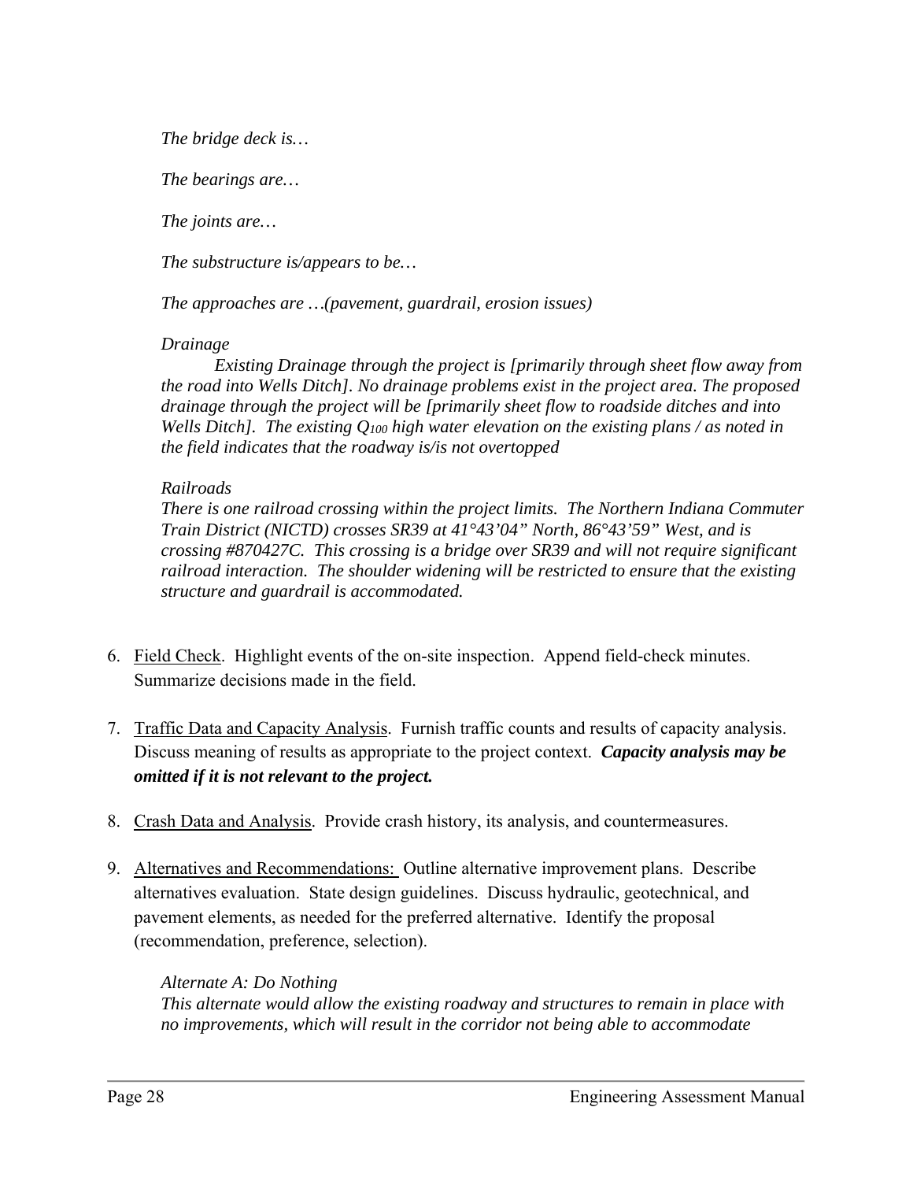*The bridge deck is…*

*The bearings are…*

*The joints are…*

*The substructure is/appears to be…*

*The approaches are …(pavement, guardrail, erosion issues)*

*Drainage*

*Existing Drainage through the project is [primarily through sheet flow away from the road into Wells Ditch]. No drainage problems exist in the project area. The proposed drainage through the project will be [primarily sheet flow to roadside ditches and into Wells Ditch]. The existing $Q_{100}$ high water elevation on the existing plans / as noted in the field indicates that the roadway is/is not overtopped*

*Railroads*

*There is one railroad crossing within the project limits. The Northern Indiana Commuter Train District (NICTD) crosses SR39 at 41°43'04" North, 86°43'59" West, and is crossing #870427C. This crossing is a bridge over SR39 and will not require significant railroad interaction. The shoulder widening will be restricted to ensure that the existing structure and guardrail is accommodated.*

6. Field Check. Highlight events of the on-site inspection. Append field-check minutes. Summarize decisions made in the field.

7. Traffic Data and Capacity Analysis. Furnish traffic counts and results of capacity analysis. Discuss meaning of results as appropriate to the project context. ***Capacity analysis may be omitted if it is not relevant to the project.***

8. Crash Data and Analysis. Provide crash history, its analysis, and countermeasures.

9. Alternatives and Recommendations: Outline alternative improvement plans. Describe alternatives evaluation. State design guidelines. Discuss hydraulic, geotechnical, and pavement elements, as needed for the preferred alternative. Identify the proposal (recommendation, preference, selection).

   *Alternate A: Do Nothing*
   *This alternate would allow the existing roadway and structures to remain in place with no improvements, which will result in the corridor not being able to accommodate*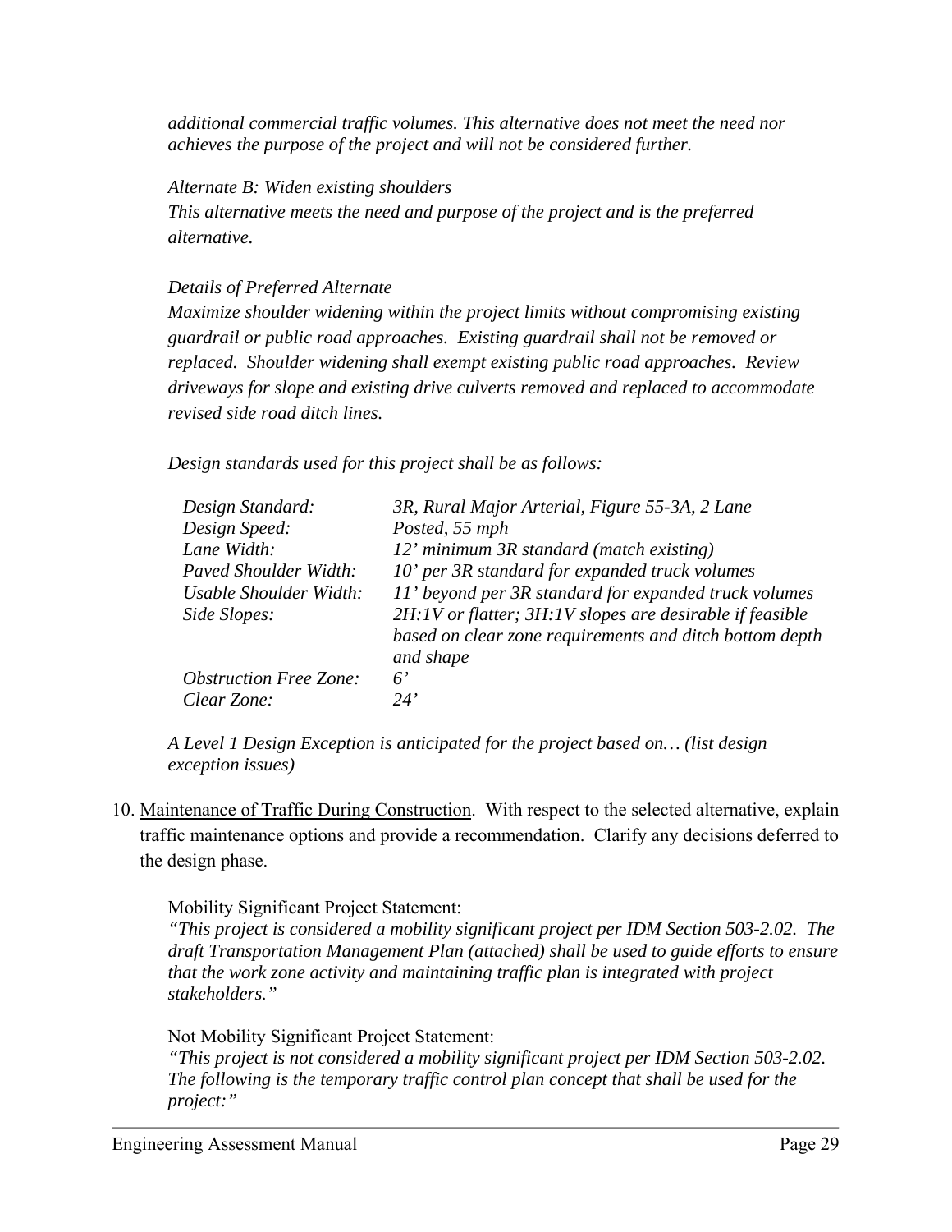*additional commercial traffic volumes. This alternative does not meet the need nor achieves the purpose of the project and will not be considered further.*

*Alternate B: Widen existing shoulders*
*This alternative meets the need and purpose of the project and is the preferred alternative.*

*Details of Preferred Alternate*
*Maximize shoulder widening within the project limits without compromising existing guardrail or public road approaches. Existing guardrail shall not be removed or replaced. Shoulder widening shall exempt existing public road approaches. Review driveways for slope and existing drive culverts removed and replaced to accommodate revised side road ditch lines.*

*Design standards used for this project shall be as follows:*

| | |
|---|---|
| *Design Standard:* | *3R, Rural Major Arterial, Figure 55-3A, 2 Lane* |
| *Design Speed:* | *Posted, 55 mph* |
| *Lane Width:* | *12' minimum 3R standard (match existing)* |
| *Paved Shoulder Width:* | *10' per 3R standard for expanded truck volumes* |
| *Usable Shoulder Width:* | *11' beyond per 3R standard for expanded truck volumes* |
| *Side Slopes:* | *2H:1V or flatter; 3H:1V slopes are desirable if feasible based on clear zone requirements and ditch bottom depth and shape* |
| *Obstruction Free Zone:* | *6'* |
| *Clear Zone:* | *24'* |

*A Level 1 Design Exception is anticipated for the project based on… (list design exception issues)*

10. Maintenance of Traffic During Construction. With respect to the selected alternative, explain traffic maintenance options and provide a recommendation. Clarify any decisions deferred to the design phase.

    Mobility Significant Project Statement:
    *"This project is considered a mobility significant project per IDM Section 503-2.02. The draft Transportation Management Plan (attached) shall be used to guide efforts to ensure that the work zone activity and maintaining traffic plan is integrated with project stakeholders."*

    Not Mobility Significant Project Statement:
    *"This project is not considered a mobility significant project per IDM Section 503-2.02. The following is the temporary traffic control plan concept that shall be used for the project:"*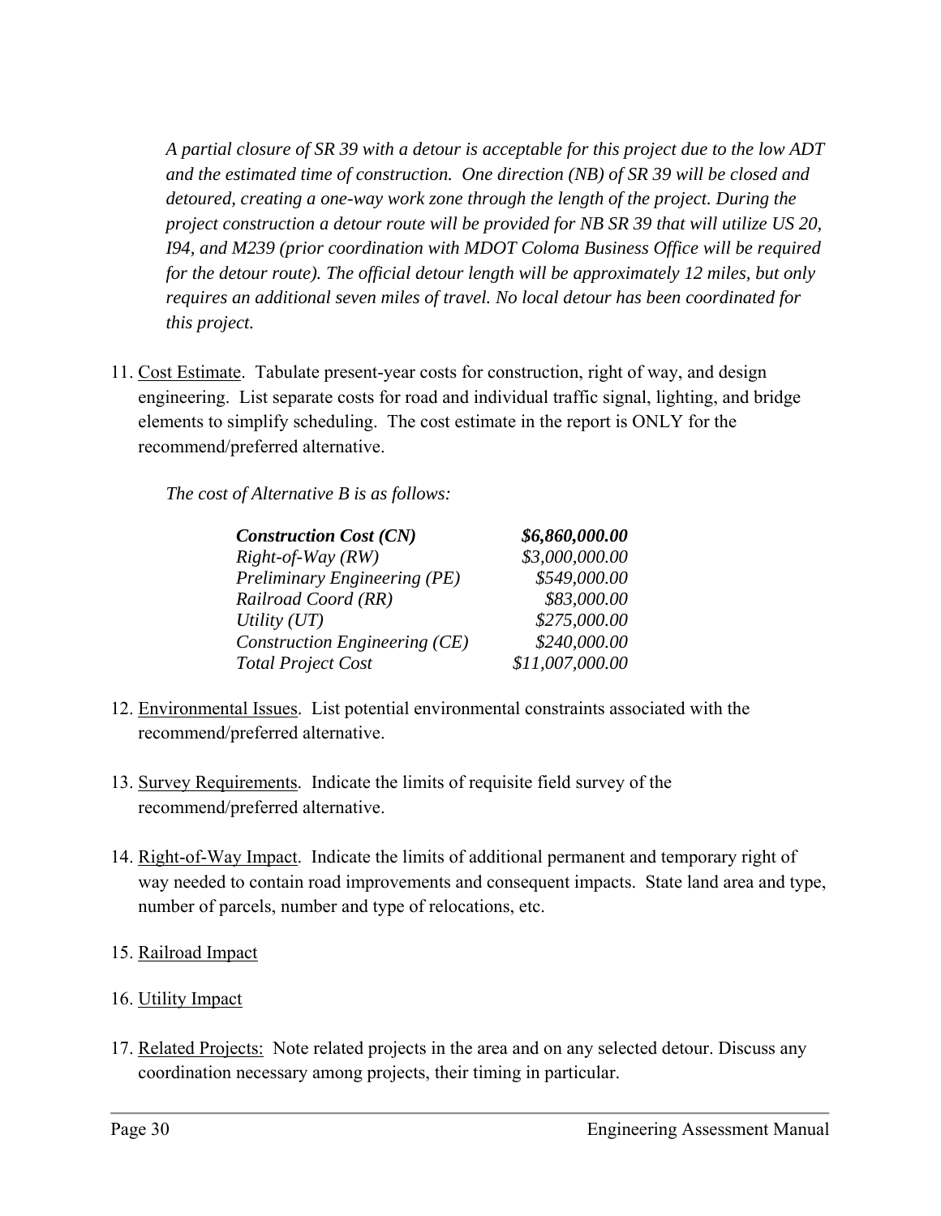*A partial closure of SR 39 with a detour is acceptable for this project due to the low ADT and the estimated time of construction. One direction (NB) of SR 39 will be closed and detoured, creating a one-way work zone through the length of the project. During the project construction a detour route will be provided for NB SR 39 that will utilize US 20, I94, and M239 (prior coordination with MDOT Coloma Business Office will be required for the detour route). The official detour length will be approximately 12 miles, but only requires an additional seven miles of travel. No local detour has been coordinated for this project.*

11. Cost Estimate. Tabulate present-year costs for construction, right of way, and design engineering. List separate costs for road and individual traffic signal, lighting, and bridge elements to simplify scheduling. The cost estimate in the report is ONLY for the recommend/preferred alternative.

    *The cost of Alternative B is as follows:*

| ***Construction Cost (CN)*** | ***$6,860,000.00*** |
|---|---:|
| *Right-of-Way (RW)* | *$3,000,000.00* |
| *Preliminary Engineering (PE)* | *$549,000.00* |
| *Railroad Coord (RR)* | *$83,000.00* |
| *Utility (UT)* | *$275,000.00* |
| *Construction Engineering (CE)* | *$240,000.00* |
| *Total Project Cost* | *$11,007,000.00* |

12. Environmental Issues. List potential environmental constraints associated with the recommend/preferred alternative.

13. Survey Requirements. Indicate the limits of requisite field survey of the recommend/preferred alternative.

14. Right-of-Way Impact. Indicate the limits of additional permanent and temporary right of way needed to contain road improvements and consequent impacts. State land area and type, number of parcels, number and type of relocations, etc.

15. Railroad Impact

16. Utility Impact

17. Related Projects: Note related projects in the area and on any selected detour. Discuss any coordination necessary among projects, their timing in particular.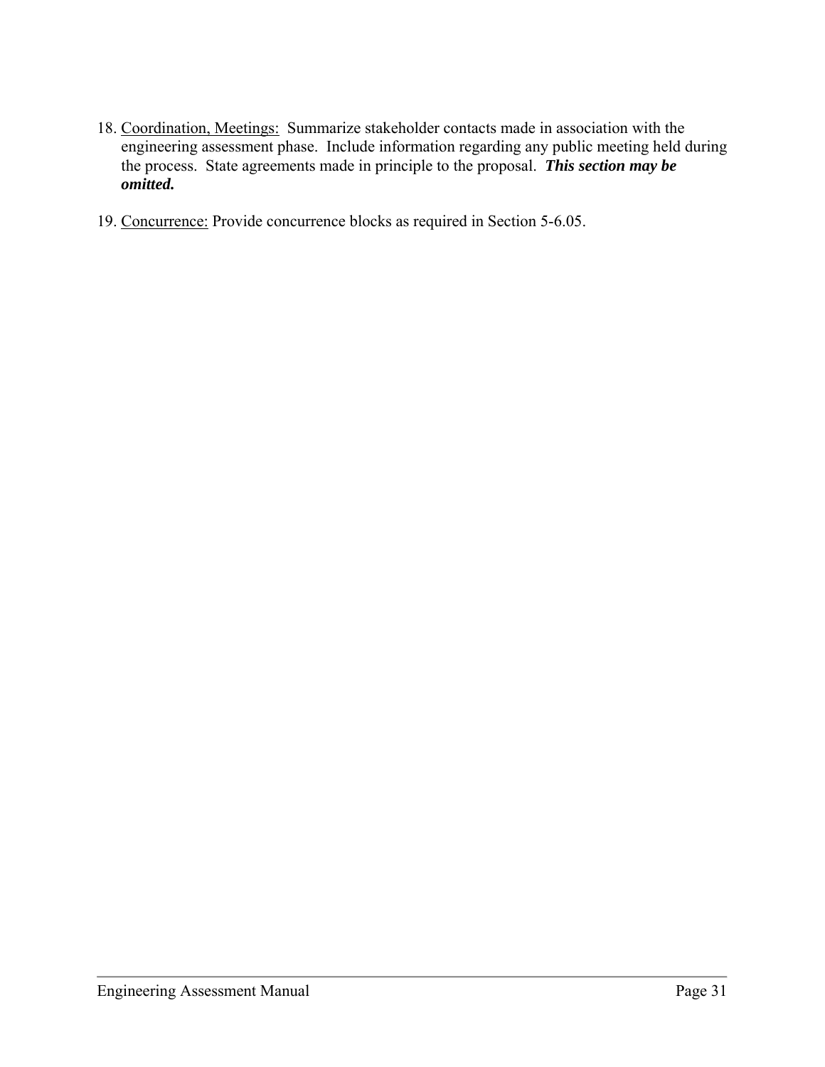18. <u>Coordination, Meetings:</u> Summarize stakeholder contacts made in association with the engineering assessment phase. Include information regarding any public meeting held during the process. State agreements made in principle to the proposal. ***This section may be omitted.***

19. <u>Concurrence:</u> Provide concurrence blocks as required in Section 5-6.05.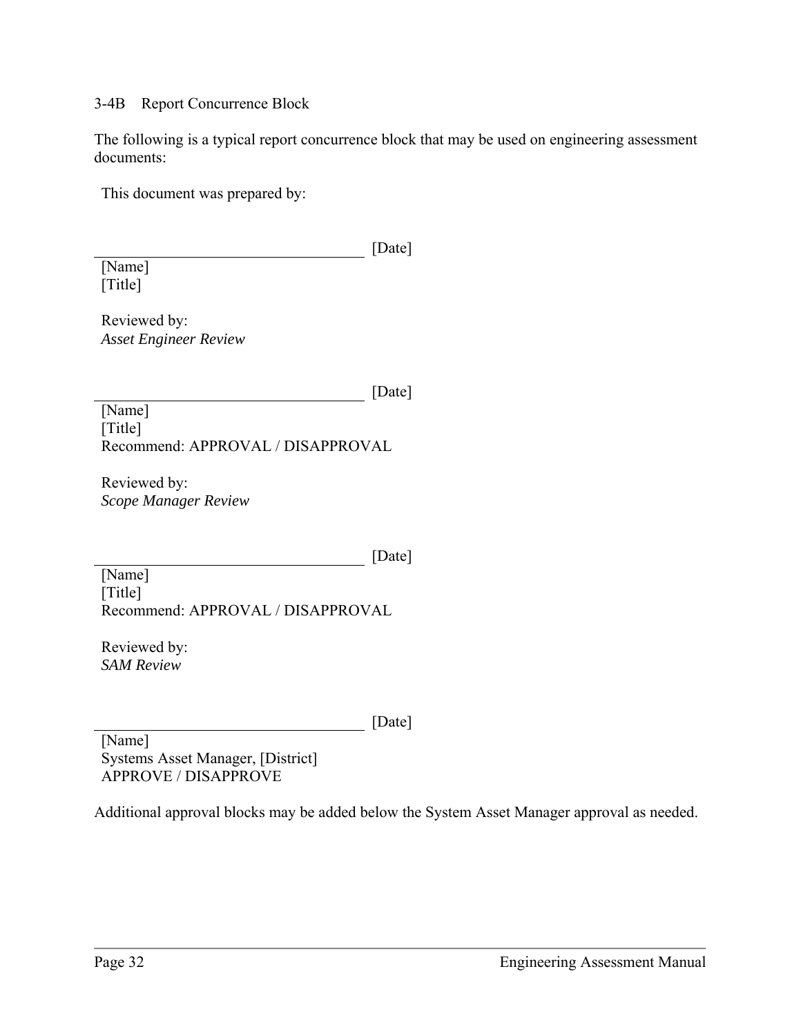## 3-4B Report Concurrence Block

The following is a typical report concurrence block that may be used on engineering assessment documents:

This document was prepared by:

\_\_\_\_\_\_\_\_\_\_\_\_\_\_\_\_\_\_\_\_\_\_\_\_\_\_\_\_\_\_\_\_\_\_ [Date]
[Name]
[Title]

Reviewed by:
*Asset Engineer Review*

\_\_\_\_\_\_\_\_\_\_\_\_\_\_\_\_\_\_\_\_\_\_\_\_\_\_\_\_\_\_\_\_\_\_ [Date]
[Name]
[Title]
Recommend: APPROVAL / DISAPPROVAL

Reviewed by:
*Scope Manager Review*

\_\_\_\_\_\_\_\_\_\_\_\_\_\_\_\_\_\_\_\_\_\_\_\_\_\_\_\_\_\_\_\_\_\_ [Date]
[Name]
[Title]
Recommend: APPROVAL / DISAPPROVAL

Reviewed by:
*SAM Review*

\_\_\_\_\_\_\_\_\_\_\_\_\_\_\_\_\_\_\_\_\_\_\_\_\_\_\_\_\_\_\_\_\_\_ [Date]
[Name]
Systems Asset Manager, [District]
APPROVE / DISAPPROVE

Additional approval blocks may be added below the System Asset Manager approval as needed.